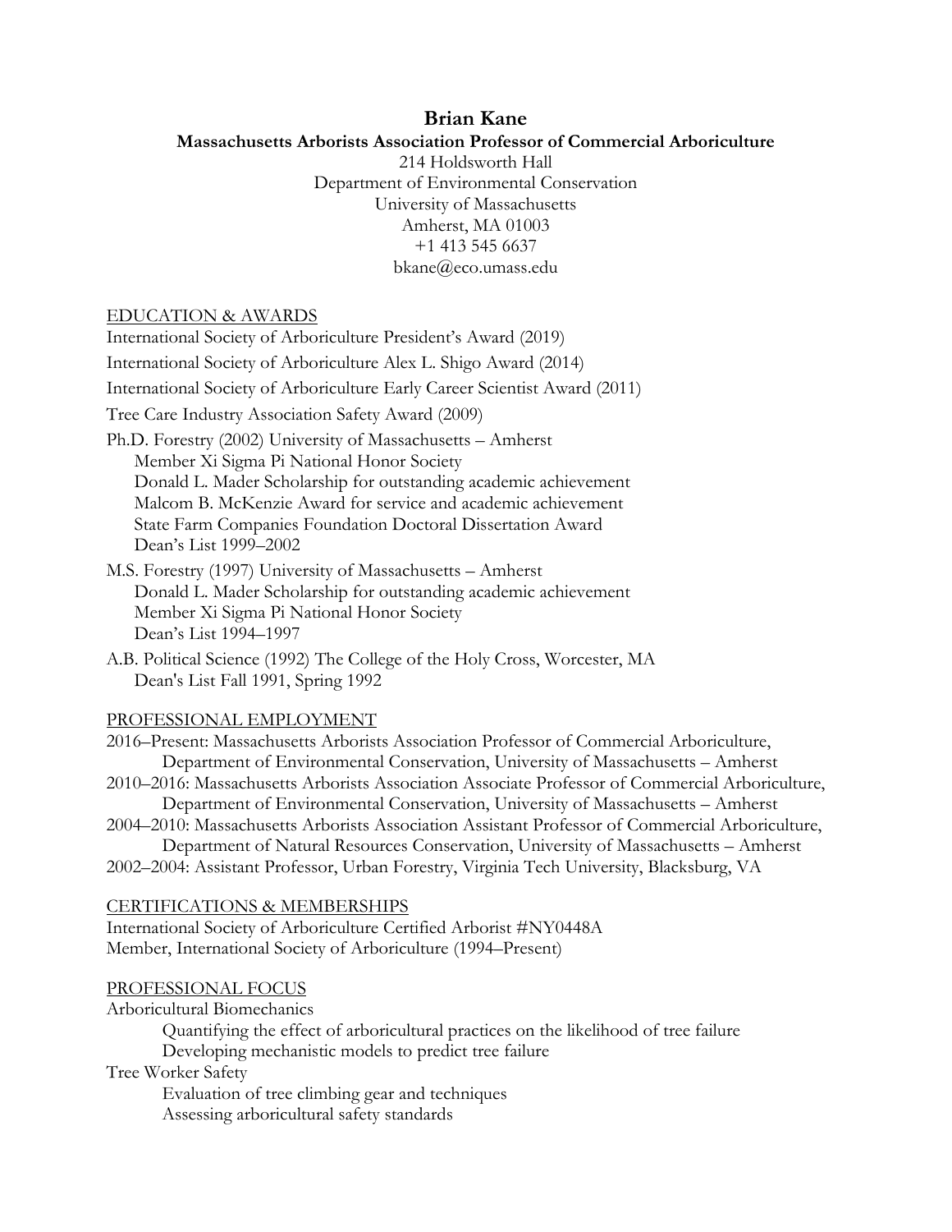# Brian Kane

**Massachusetts Arborists Association Professor of Commercial Arboriculture**

214 Holdsworth Hall
Department of Environmental Conservation
University of Massachusetts
Amherst, MA 01003
+1 413 545 6637
bkane@eco.umass.edu

## EDUCATION & AWARDS

International Society of Arboriculture President's Award (2019)

International Society of Arboriculture Alex L. Shigo Award (2014)

International Society of Arboriculture Early Career Scientist Award (2011)

Tree Care Industry Association Safety Award (2009)

Ph.D. Forestry (2002) University of Massachusetts – Amherst
- Member Xi Sigma Pi National Honor Society
- Donald L. Mader Scholarship for outstanding academic achievement
- Malcom B. McKenzie Award for service and academic achievement
- State Farm Companies Foundation Doctoral Dissertation Award
- Dean's List 1999–2002

M.S. Forestry (1997) University of Massachusetts – Amherst
- Donald L. Mader Scholarship for outstanding academic achievement
- Member Xi Sigma Pi National Honor Society
- Dean's List 1994–1997

A.B. Political Science (1992) The College of the Holy Cross, Worcester, MA
- Dean's List Fall 1991, Spring 1992

## PROFESSIONAL EMPLOYMENT

2016–Present: Massachusetts Arborists Association Professor of Commercial Arboriculture, Department of Environmental Conservation, University of Massachusetts – Amherst

2010–2016: Massachusetts Arborists Association Associate Professor of Commercial Arboriculture, Department of Environmental Conservation, University of Massachusetts – Amherst

2004–2010: Massachusetts Arborists Association Assistant Professor of Commercial Arboriculture, Department of Natural Resources Conservation, University of Massachusetts – Amherst

2002–2004: Assistant Professor, Urban Forestry, Virginia Tech University, Blacksburg, VA

## CERTIFICATIONS & MEMBERSHIPS

International Society of Arboriculture Certified Arborist #NY0448A
Member, International Society of Arboriculture (1994–Present)

## PROFESSIONAL FOCUS

Arboricultural Biomechanics
- Quantifying the effect of arboricultural practices on the likelihood of tree failure
- Developing mechanistic models to predict tree failure

Tree Worker Safety
- Evaluation of tree climbing gear and techniques
- Assessing arboricultural safety standards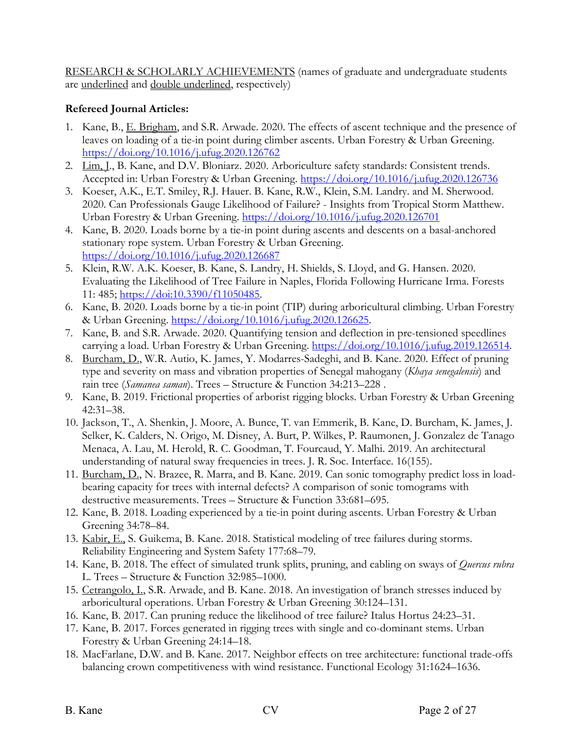RESEARCH & SCHOLARLY ACHIEVEMENTS (names of graduate and undergraduate students are underlined and double underlined, respectively)

**Refereed Journal Articles:**

1. Kane, B., E. Brigham, and S.R. Arwade. 2020. The effects of ascent technique and the presence of leaves on loading of a tie-in point during climber ascents. Urban Forestry & Urban Greening. https://doi.org/10.1016/j.ufug.2020.126762
2. Lim, J., B. Kane, and D.V. Bloniarz. 2020. Arboriculture safety standards: Consistent trends. Accepted in: Urban Forestry & Urban Greening. https://doi.org/10.1016/j.ufug.2020.126736
3. Koeser, A.K., E.T. Smiley, R.J. Hauer. B. Kane, R.W., Klein, S.M. Landry. and M. Sherwood. 2020. Can Professionals Gauge Likelihood of Failure? - Insights from Tropical Storm Matthew. Urban Forestry & Urban Greening. https://doi.org/10.1016/j.ufug.2020.126701
4. Kane, B. 2020. Loads borne by a tie-in point during ascents and descents on a basal-anchored stationary rope system. Urban Forestry & Urban Greening. https://doi.org/10.1016/j.ufug.2020.126687
5. Klein, R.W. A.K. Koeser, B. Kane, S. Landry, H. Shields, S. Lloyd, and G. Hansen. 2020. Evaluating the Likelihood of Tree Failure in Naples, Florida Following Hurricane Irma. Forests 11: 485; https://doi:10.3390/f11050485.
6. Kane, B. 2020. Loads borne by a tie-in point (TIP) during arboricultural climbing. Urban Forestry & Urban Greening. https://doi.org/10.1016/j.ufug.2020.126625.
7. Kane, B. and S.R. Arwade. 2020. Quantifying tension and deflection in pre-tensioned speedlines carrying a load. Urban Forestry & Urban Greening. https://doi.org/10.1016/j.ufug.2019.126514.
8. Burcham, D., W.R. Autio, K. James, Y. Modarres-Sadeghi, and B. Kane. 2020. Effect of pruning type and severity on mass and vibration properties of Senegal mahogany (*Khaya senegalensis*) and rain tree (*Samanea saman*). Trees – Structure & Function 34:213–228 .
9. Kane, B. 2019. Frictional properties of arborist rigging blocks. Urban Forestry & Urban Greening 42:31–38.
10. Jackson, T., A. Shenkin, J. Moore, A. Bunce, T. van Emmerik, B. Kane, D. Burcham, K. James, J. Selker, K. Calders, N. Origo, M. Disney, A. Burt, P. Wilkes, P. Raumonen, J. Gonzalez de Tanago Menaca, A. Lau, M. Herold, R. C. Goodman, T. Fourcaud, Y. Malhi. 2019. An architectural understanding of natural sway frequencies in trees. J. R. Soc. Interface. 16(155).
11. Burcham, D., N. Brazee, R. Marra, and B. Kane. 2019. Can sonic tomography predict loss in load-bearing capacity for trees with internal defects? A comparison of sonic tomograms with destructive measurements. Trees – Structure & Function 33:681–695.
12. Kane, B. 2018. Loading experienced by a tie-in point during ascents. Urban Forestry & Urban Greening 34:78–84.
13. Kabir, E., S. Guikema, B. Kane. 2018. Statistical modeling of tree failures during storms. Reliability Engineering and System Safety 177:68–79.
14. Kane, B. 2018. The effect of simulated trunk splits, pruning, and cabling on sways of *Quercus rubra* L. Trees – Structure & Function 32:985–1000.
15. Cetrangolo, I., S.R. Arwade, and B. Kane. 2018. An investigation of branch stresses induced by arboricultural operations. Urban Forestry & Urban Greening 30:124–131.
16. Kane, B. 2017. Can pruning reduce the likelihood of tree failure? Italus Hortus 24:23–31.
17. Kane, B. 2017. Forces generated in rigging trees with single and co-dominant stems. Urban Forestry & Urban Greening 24:14–18.
18. MacFarlane, D.W. and B. Kane. 2017. Neighbor effects on tree architecture: functional trade-offs balancing crown competitiveness with wind resistance. Functional Ecology 31:1624–1636.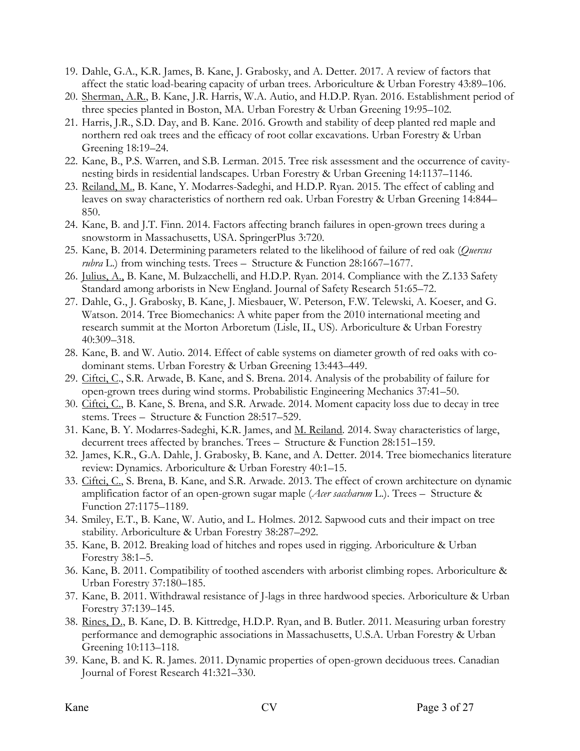19. Dahle, G.A., K.R. James, B. Kane, J. Grabosky, and A. Detter. 2017. A review of factors that affect the static load-bearing capacity of urban trees. Arboriculture & Urban Forestry 43:89–106.
20. <u>Sherman, A.R.</u>, B. Kane, J.R. Harris, W.A. Autio, and H.D.P. Ryan. 2016. Establishment period of three species planted in Boston, MA. Urban Forestry & Urban Greening 19:95–102.
21. Harris, J.R., S.D. Day, and B. Kane. 2016. Growth and stability of deep planted red maple and northern red oak trees and the efficacy of root collar excavations. Urban Forestry & Urban Greening 18:19–24.
22. Kane, B., P.S. Warren, and S.B. Lerman. 2015. Tree risk assessment and the occurrence of cavity-nesting birds in residential landscapes. Urban Forestry & Urban Greening 14:1137–1146.
23. <u>Reiland, M.</u>, B. Kane, Y. Modarres-Sadeghi, and H.D.P. Ryan. 2015. The effect of cabling and leaves on sway characteristics of northern red oak. Urban Forestry & Urban Greening 14:844–850.
24. Kane, B. and J.T. Finn. 2014. Factors affecting branch failures in open-grown trees during a snowstorm in Massachusetts, USA. SpringerPlus 3:720.
25. Kane, B. 2014. Determining parameters related to the likelihood of failure of red oak (*Quercus rubra* L.) from winching tests. Trees – Structure & Function 28:1667–1677.
26. <u>Julius, A.</u>, B. Kane, M. Bulzacchelli, and H.D.P. Ryan. 2014. Compliance with the Z.133 Safety Standard among arborists in New England. Journal of Safety Research 51:65–72.
27. Dahle, G., J. Grabosky, B. Kane, J. Miesbauer, W. Peterson, F.W. Telewski, A. Koeser, and G. Watson. 2014. Tree Biomechanics: A white paper from the 2010 international meeting and research summit at the Morton Arboretum (Lisle, IL, US). Arboriculture & Urban Forestry 40:309–318.
28. Kane, B. and W. Autio. 2014. Effect of cable systems on diameter growth of red oaks with co-dominant stems. Urban Forestry & Urban Greening 13:443–449.
29. <u>Ciftci, C.</u>, S.R. Arwade, B. Kane, and S. Brena. 2014. Analysis of the probability of failure for open-grown trees during wind storms. Probabilistic Engineering Mechanics 37:41–50.
30. <u>Ciftci, C.</u>, B. Kane, S. Brena, and S.R. Arwade. 2014. Moment capacity loss due to decay in tree stems. Trees – Structure & Function 28:517–529.
31. Kane, B. Y. Modarres-Sadeghi, K.R. James, and <u>M. Reiland</u>. 2014. Sway characteristics of large, decurrent trees affected by branches. Trees – Structure & Function 28:151–159.
32. James, K.R., G.A. Dahle, J. Grabosky, B. Kane, and A. Detter. 2014. Tree biomechanics literature review: Dynamics. Arboriculture & Urban Forestry 40:1–15.
33. <u>Ciftci, C.</u>, S. Brena, B. Kane, and S.R. Arwade. 2013. The effect of crown architecture on dynamic amplification factor of an open-grown sugar maple (*Acer saccharum* L.). Trees – Structure & Function 27:1175–1189.
34. Smiley, E.T., B. Kane, W. Autio, and L. Holmes. 2012. Sapwood cuts and their impact on tree stability. Arboriculture & Urban Forestry 38:287–292.
35. Kane, B. 2012. Breaking load of hitches and ropes used in rigging. Arboriculture & Urban Forestry 38:1–5.
36. Kane, B. 2011. Compatibility of toothed ascenders with arborist climbing ropes. Arboriculture & Urban Forestry 37:180–185.
37. Kane, B. 2011. Withdrawal resistance of J-lags in three hardwood species. Arboriculture & Urban Forestry 37:139–145.
38. <u>Rines, D.</u>, B. Kane, D. B. Kittredge, H.D.P. Ryan, and B. Butler. 2011. Measuring urban forestry performance and demographic associations in Massachusetts, U.S.A. Urban Forestry & Urban Greening 10:113–118.
39. Kane, B. and K. R. James. 2011. Dynamic properties of open-grown deciduous trees. Canadian Journal of Forest Research 41:321–330.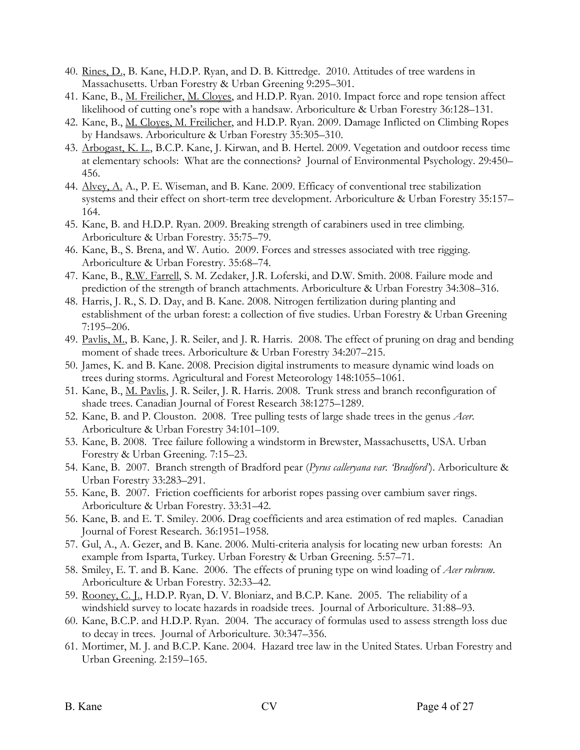40. <u>Rines, D.</u>, B. Kane, H.D.P. Ryan, and D. B. Kittredge. 2010. Attitudes of tree wardens in Massachusetts. Urban Forestry & Urban Greening 9:295–301.
41. Kane, B., <u>M. Freilicher, M. Cloyes</u>, and H.D.P. Ryan. 2010. Impact force and rope tension affect likelihood of cutting one's rope with a handsaw. Arboriculture & Urban Forestry 36:128–131.
42. Kane, B., <u>M. Cloyes, M. Freilicher</u>, and H.D.P. Ryan. 2009. Damage Inflicted on Climbing Ropes by Handsaws. Arboriculture & Urban Forestry 35:305–310.
43. <u>Arbogast, K. L.</u>, B.C.P. Kane, J. Kirwan, and B. Hertel. 2009. Vegetation and outdoor recess time at elementary schools: What are the connections? Journal of Environmental Psychology. 29:450–456.
44. <u>Alvey, A.</u> A., P. E. Wiseman, and B. Kane. 2009. Efficacy of conventional tree stabilization systems and their effect on short-term tree development. Arboriculture & Urban Forestry 35:157–164.
45. Kane, B. and H.D.P. Ryan. 2009. Breaking strength of carabiners used in tree climbing. Arboriculture & Urban Forestry. 35:75–79.
46. Kane, B., S. Brena, and W. Autio. 2009. Forces and stresses associated with tree rigging. Arboriculture & Urban Forestry. 35:68–74.
47. Kane, B., <u>R.W. Farrell</u>, S. M. Zedaker, J.R. Loferski, and D.W. Smith. 2008. Failure mode and prediction of the strength of branch attachments. Arboriculture & Urban Forestry 34:308–316.
48. Harris, J. R., S. D. Day, and B. Kane. 2008. Nitrogen fertilization during planting and establishment of the urban forest: a collection of five studies. Urban Forestry & Urban Greening 7:195–206.
49. <u>Pavlis, M.</u>, B. Kane, J. R. Seiler, and J. R. Harris. 2008. The effect of pruning on drag and bending moment of shade trees. Arboriculture & Urban Forestry 34:207–215.
50. James, K. and B. Kane. 2008. Precision digital instruments to measure dynamic wind loads on trees during storms. Agricultural and Forest Meteorology 148:1055–1061.
51. Kane, B., <u>M. Pavlis</u>, J. R. Seiler, J. R. Harris. 2008. Trunk stress and branch reconfiguration of shade trees. Canadian Journal of Forest Research 38:1275–1289.
52. Kane, B. and P. Clouston. 2008. Tree pulling tests of large shade trees in the genus *Acer*. Arboriculture & Urban Forestry 34:101–109.
53. Kane, B. 2008. Tree failure following a windstorm in Brewster, Massachusetts, USA. Urban Forestry & Urban Greening. 7:15–23.
54. Kane, B. 2007. Branch strength of Bradford pear (*Pyrus calleryana var. 'Bradford'*). Arboriculture & Urban Forestry 33:283–291.
55. Kane, B. 2007. Friction coefficients for arborist ropes passing over cambium saver rings. Arboriculture & Urban Forestry. 33:31–42.
56. Kane, B. and E. T. Smiley. 2006. Drag coefficients and area estimation of red maples. Canadian Journal of Forest Research. 36:1951–1958.
57. Gul, A., A. Gezer, and B. Kane. 2006. Multi-criteria analysis for locating new urban forests: An example from Isparta, Turkey. Urban Forestry & Urban Greening. 5:57–71.
58. Smiley, E. T. and B. Kane. 2006. The effects of pruning type on wind loading of *Acer rubrum*. Arboriculture & Urban Forestry. 32:33–42.
59. <u>Rooney, C. J.</u>, H.D.P. Ryan, D. V. Bloniarz, and B.C.P. Kane. 2005. The reliability of a windshield survey to locate hazards in roadside trees. Journal of Arboriculture. 31:88–93.
60. Kane, B.C.P. and H.D.P. Ryan. 2004. The accuracy of formulas used to assess strength loss due to decay in trees. Journal of Arboriculture. 30:347–356.
61. Mortimer, M. J. and B.C.P. Kane. 2004. Hazard tree law in the United States. Urban Forestry and Urban Greening. 2:159–165.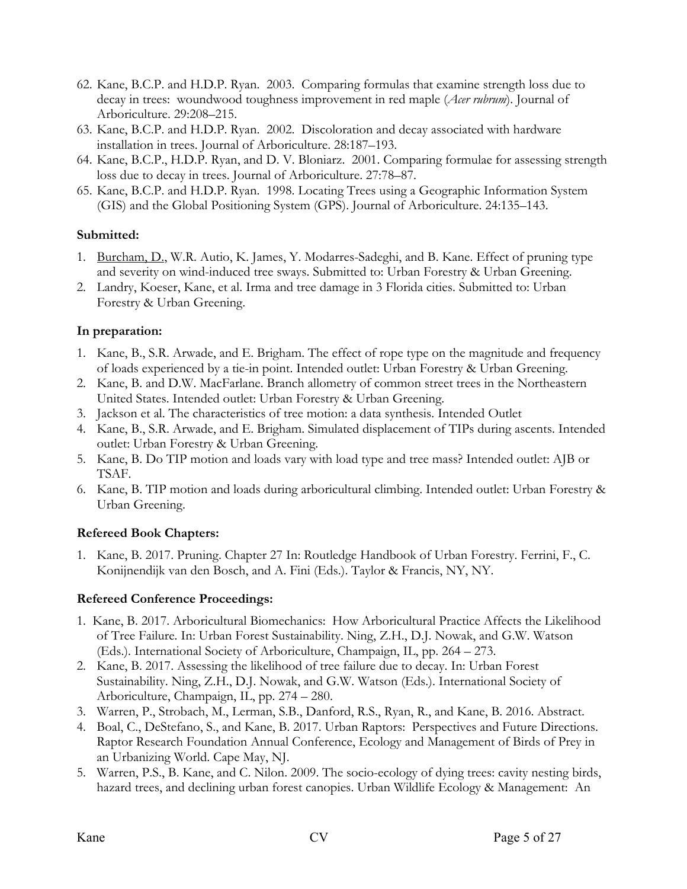62. Kane, B.C.P. and H.D.P. Ryan. 2003. Comparing formulas that examine strength loss due to decay in trees: woundwood toughness improvement in red maple (*Acer rubrum*). Journal of Arboriculture. 29:208–215.
63. Kane, B.C.P. and H.D.P. Ryan. 2002. Discoloration and decay associated with hardware installation in trees. Journal of Arboriculture. 28:187–193.
64. Kane, B.C.P., H.D.P. Ryan, and D. V. Bloniarz. 2001. Comparing formulae for assessing strength loss due to decay in trees. Journal of Arboriculture. 27:78–87.
65. Kane, B.C.P. and H.D.P. Ryan. 1998. Locating Trees using a Geographic Information System (GIS) and the Global Positioning System (GPS). Journal of Arboriculture. 24:135–143.

**Submitted:**

1. Burcham, D., W.R. Autio, K. James, Y. Modarres-Sadeghi, and B. Kane. Effect of pruning type and severity on wind-induced tree sways. Submitted to: Urban Forestry & Urban Greening.
2. Landry, Koeser, Kane, et al. Irma and tree damage in 3 Florida cities. Submitted to: Urban Forestry & Urban Greening.

**In preparation:**

1. Kane, B., S.R. Arwade, and E. Brigham. The effect of rope type on the magnitude and frequency of loads experienced by a tie-in point. Intended outlet: Urban Forestry & Urban Greening.
2. Kane, B. and D.W. MacFarlane. Branch allometry of common street trees in the Northeastern United States. Intended outlet: Urban Forestry & Urban Greening.
3. Jackson et al. The characteristics of tree motion: a data synthesis. Intended Outlet
4. Kane, B., S.R. Arwade, and E. Brigham. Simulated displacement of TIPs during ascents. Intended outlet: Urban Forestry & Urban Greening.
5. Kane, B. Do TIP motion and loads vary with load type and tree mass? Intended outlet: AJB or TSAF.
6. Kane, B. TIP motion and loads during arboricultural climbing. Intended outlet: Urban Forestry & Urban Greening.

**Refereed Book Chapters:**

1. Kane, B. 2017. Pruning. Chapter 27 In: Routledge Handbook of Urban Forestry. Ferrini, F., C. Konijnendijk van den Bosch, and A. Fini (Eds.). Taylor & Francis, NY, NY.

**Refereed Conference Proceedings:**

1. Kane, B. 2017. Arboricultural Biomechanics: How Arboricultural Practice Affects the Likelihood of Tree Failure. In: Urban Forest Sustainability. Ning, Z.H., D.J. Nowak, and G.W. Watson (Eds.). International Society of Arboriculture, Champaign, IL, pp. 264 – 273.
2. Kane, B. 2017. Assessing the likelihood of tree failure due to decay. In: Urban Forest Sustainability. Ning, Z.H., D.J. Nowak, and G.W. Watson (Eds.). International Society of Arboriculture, Champaign, IL, pp. 274 – 280.
3. Warren, P., Strobach, M., Lerman, S.B., Danford, R.S., Ryan, R., and Kane, B. 2016. Abstract.
4. Boal, C., DeStefano, S., and Kane, B. 2017. Urban Raptors: Perspectives and Future Directions. Raptor Research Foundation Annual Conference, Ecology and Management of Birds of Prey in an Urbanizing World. Cape May, NJ.
5. Warren, P.S., B. Kane, and C. Nilon. 2009. The socio-ecology of dying trees: cavity nesting birds, hazard trees, and declining urban forest canopies. Urban Wildlife Ecology & Management: An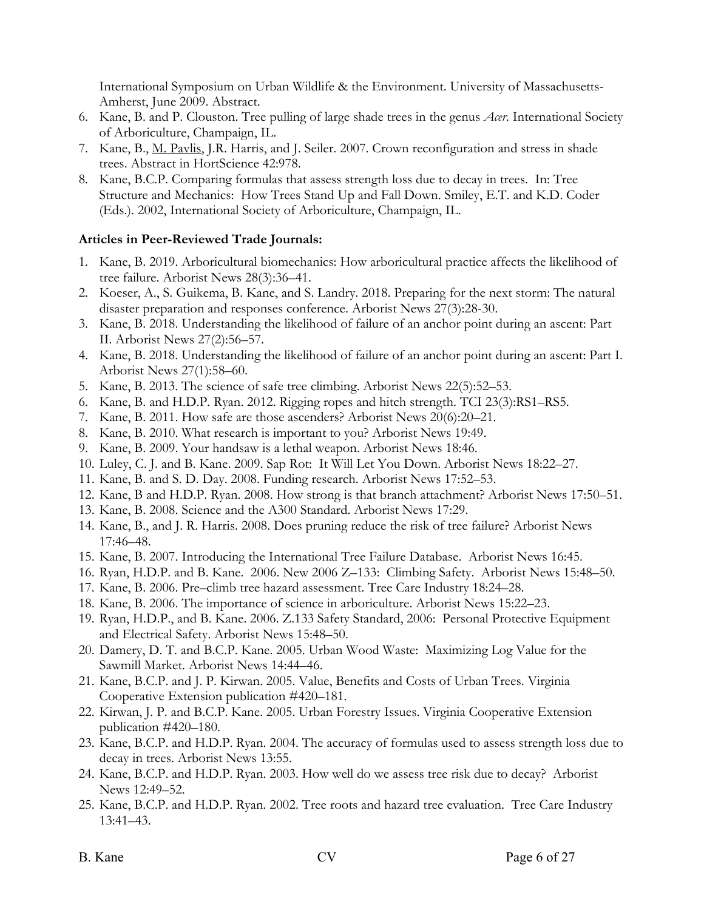International Symposium on Urban Wildlife & the Environment. University of Massachusetts-Amherst, June 2009. Abstract.

6. Kane, B. and P. Clouston. Tree pulling of large shade trees in the genus *Acer*. International Society of Arboriculture, Champaign, IL.
7. Kane, B., M. Pavlis, J.R. Harris, and J. Seiler. 2007. Crown reconfiguration and stress in shade trees. Abstract in HortScience 42:978.
8. Kane, B.C.P. Comparing formulas that assess strength loss due to decay in trees. In: Tree Structure and Mechanics: How Trees Stand Up and Fall Down. Smiley, E.T. and K.D. Coder (Eds.). 2002, International Society of Arboriculture, Champaign, IL.

**Articles in Peer-Reviewed Trade Journals:**

1. Kane, B. 2019. Arboricultural biomechanics: How arboricultural practice affects the likelihood of tree failure. Arborist News 28(3):36–41.
2. Koeser, A., S. Guikema, B. Kane, and S. Landry. 2018. Preparing for the next storm: The natural disaster preparation and responses conference. Arborist News 27(3):28-30.
3. Kane, B. 2018. Understanding the likelihood of failure of an anchor point during an ascent: Part II. Arborist News 27(2):56–57.
4. Kane, B. 2018. Understanding the likelihood of failure of an anchor point during an ascent: Part I. Arborist News 27(1):58–60.
5. Kane, B. 2013. The science of safe tree climbing. Arborist News 22(5):52–53.
6. Kane, B. and H.D.P. Ryan. 2012. Rigging ropes and hitch strength. TCI 23(3):RS1–RS5.
7. Kane, B. 2011. How safe are those ascenders? Arborist News 20(6):20–21.
8. Kane, B. 2010. What research is important to you? Arborist News 19:49.
9. Kane, B. 2009. Your handsaw is a lethal weapon. Arborist News 18:46.
10. Luley, C. J. and B. Kane. 2009. Sap Rot: It Will Let You Down. Arborist News 18:22–27.
11. Kane, B. and S. D. Day. 2008. Funding research. Arborist News 17:52–53.
12. Kane, B and H.D.P. Ryan. 2008. How strong is that branch attachment? Arborist News 17:50–51.
13. Kane, B. 2008. Science and the A300 Standard. Arborist News 17:29.
14. Kane, B., and J. R. Harris. 2008. Does pruning reduce the risk of tree failure? Arborist News 17:46–48.
15. Kane, B. 2007. Introducing the International Tree Failure Database. Arborist News 16:45.
16. Ryan, H.D.P. and B. Kane. 2006. New 2006 Z–133: Climbing Safety. Arborist News 15:48–50.
17. Kane, B. 2006. Pre–climb tree hazard assessment. Tree Care Industry 18:24–28.
18. Kane, B. 2006. The importance of science in arboriculture. Arborist News 15:22–23.
19. Ryan, H.D.P., and B. Kane. 2006. Z.133 Safety Standard, 2006: Personal Protective Equipment and Electrical Safety. Arborist News 15:48–50.
20. Damery, D. T. and B.C.P. Kane. 2005. Urban Wood Waste: Maximizing Log Value for the Sawmill Market. Arborist News 14:44–46.
21. Kane, B.C.P. and J. P. Kirwan. 2005. Value, Benefits and Costs of Urban Trees. Virginia Cooperative Extension publication #420–181.
22. Kirwan, J. P. and B.C.P. Kane. 2005. Urban Forestry Issues. Virginia Cooperative Extension publication #420–180.
23. Kane, B.C.P. and H.D.P. Ryan. 2004. The accuracy of formulas used to assess strength loss due to decay in trees. Arborist News 13:55.
24. Kane, B.C.P. and H.D.P. Ryan. 2003. How well do we assess tree risk due to decay? Arborist News 12:49–52.
25. Kane, B.C.P. and H.D.P. Ryan. 2002. Tree roots and hazard tree evaluation. Tree Care Industry 13:41–43.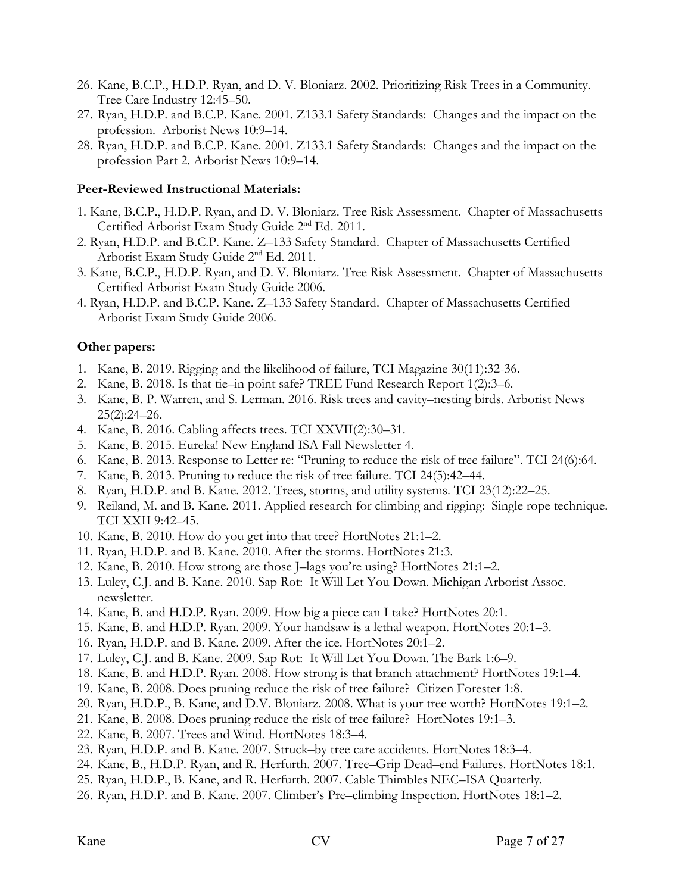26. Kane, B.C.P., H.D.P. Ryan, and D. V. Bloniarz. 2002. Prioritizing Risk Trees in a Community. Tree Care Industry 12:45–50.
27. Ryan, H.D.P. and B.C.P. Kane. 2001. Z133.1 Safety Standards: Changes and the impact on the profession. Arborist News 10:9–14.
28. Ryan, H.D.P. and B.C.P. Kane. 2001. Z133.1 Safety Standards: Changes and the impact on the profession Part 2. Arborist News 10:9–14.

**Peer-Reviewed Instructional Materials:**

1. Kane, B.C.P., H.D.P. Ryan, and D. V. Bloniarz. Tree Risk Assessment. Chapter of Massachusetts Certified Arborist Exam Study Guide 2nd Ed. 2011.
2. Ryan, H.D.P. and B.C.P. Kane. Z–133 Safety Standard. Chapter of Massachusetts Certified Arborist Exam Study Guide 2nd Ed. 2011.
3. Kane, B.C.P., H.D.P. Ryan, and D. V. Bloniarz. Tree Risk Assessment. Chapter of Massachusetts Certified Arborist Exam Study Guide 2006.
4. Ryan, H.D.P. and B.C.P. Kane. Z–133 Safety Standard. Chapter of Massachusetts Certified Arborist Exam Study Guide 2006.

**Other papers:**

1. Kane, B. 2019. Rigging and the likelihood of failure, TCI Magazine 30(11):32-36.
2. Kane, B. 2018. Is that tie–in point safe? TREE Fund Research Report 1(2):3–6.
3. Kane, B. P. Warren, and S. Lerman. 2016. Risk trees and cavity–nesting birds. Arborist News 25(2):24–26.
4. Kane, B. 2016. Cabling affects trees. TCI XXVII(2):30–31.
5. Kane, B. 2015. Eureka! New England ISA Fall Newsletter 4.
6. Kane, B. 2013. Response to Letter re: "Pruning to reduce the risk of tree failure". TCI 24(6):64.
7. Kane, B. 2013. Pruning to reduce the risk of tree failure. TCI 24(5):42–44.
8. Ryan, H.D.P. and B. Kane. 2012. Trees, storms, and utility systems. TCI 23(12):22–25.
9. Reiland, M. and B. Kane. 2011. Applied research for climbing and rigging: Single rope technique. TCI XXII 9:42–45.
10. Kane, B. 2010. How do you get into that tree? HortNotes 21:1–2.
11. Ryan, H.D.P. and B. Kane. 2010. After the storms. HortNotes 21:3.
12. Kane, B. 2010. How strong are those J–lags you're using? HortNotes 21:1–2.
13. Luley, C.J. and B. Kane. 2010. Sap Rot: It Will Let You Down. Michigan Arborist Assoc. newsletter.
14. Kane, B. and H.D.P. Ryan. 2009. How big a piece can I take? HortNotes 20:1.
15. Kane, B. and H.D.P. Ryan. 2009. Your handsaw is a lethal weapon. HortNotes 20:1–3.
16. Ryan, H.D.P. and B. Kane. 2009. After the ice. HortNotes 20:1–2.
17. Luley, C.J. and B. Kane. 2009. Sap Rot: It Will Let You Down. The Bark 1:6–9.
18. Kane, B. and H.D.P. Ryan. 2008. How strong is that branch attachment? HortNotes 19:1–4.
19. Kane, B. 2008. Does pruning reduce the risk of tree failure? Citizen Forester 1:8.
20. Ryan, H.D.P., B. Kane, and D.V. Bloniarz. 2008. What is your tree worth? HortNotes 19:1–2.
21. Kane, B. 2008. Does pruning reduce the risk of tree failure? HortNotes 19:1–3.
22. Kane, B. 2007. Trees and Wind. HortNotes 18:3–4.
23. Ryan, H.D.P. and B. Kane. 2007. Struck–by tree care accidents. HortNotes 18:3–4.
24. Kane, B., H.D.P. Ryan, and R. Herfurth. 2007. Tree–Grip Dead–end Failures. HortNotes 18:1.
25. Ryan, H.D.P., B. Kane, and R. Herfurth. 2007. Cable Thimbles NEC–ISA Quarterly.
26. Ryan, H.D.P. and B. Kane. 2007. Climber's Pre–climbing Inspection. HortNotes 18:1–2.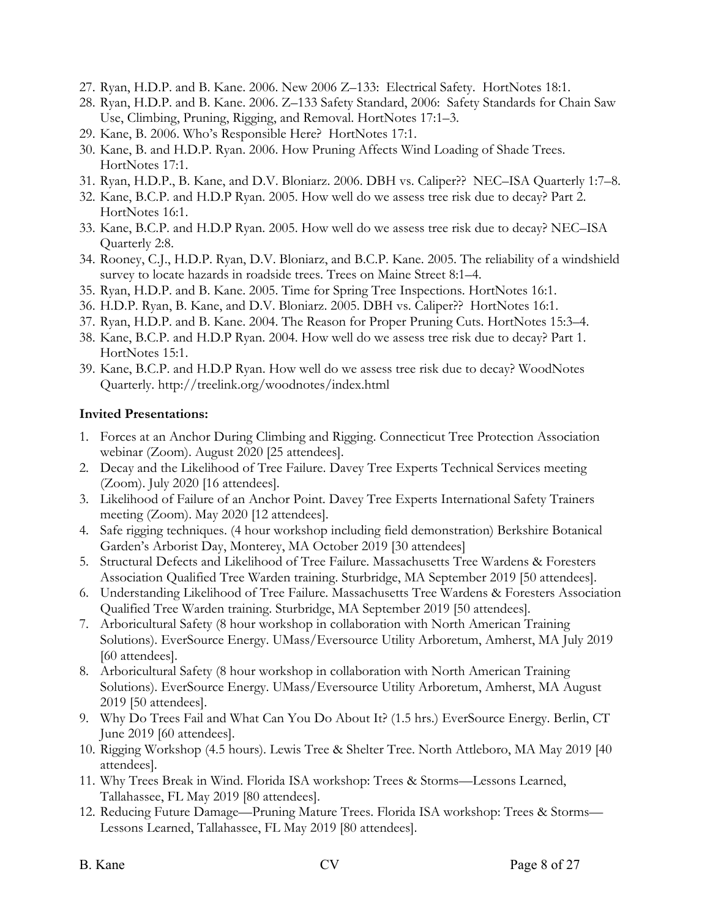27. Ryan, H.D.P. and B. Kane. 2006. New 2006 Z–133: Electrical Safety. HortNotes 18:1.
28. Ryan, H.D.P. and B. Kane. 2006. Z–133 Safety Standard, 2006: Safety Standards for Chain Saw Use, Climbing, Pruning, Rigging, and Removal. HortNotes 17:1–3.
29. Kane, B. 2006. Who's Responsible Here? HortNotes 17:1.
30. Kane, B. and H.D.P. Ryan. 2006. How Pruning Affects Wind Loading of Shade Trees. HortNotes 17:1.
31. Ryan, H.D.P., B. Kane, and D.V. Bloniarz. 2006. DBH vs. Caliper?? NEC–ISA Quarterly 1:7–8.
32. Kane, B.C.P. and H.D.P Ryan. 2005. How well do we assess tree risk due to decay? Part 2. HortNotes 16:1.
33. Kane, B.C.P. and H.D.P Ryan. 2005. How well do we assess tree risk due to decay? NEC–ISA Quarterly 2:8.
34. Rooney, C.J., H.D.P. Ryan, D.V. Bloniarz, and B.C.P. Kane. 2005. The reliability of a windshield survey to locate hazards in roadside trees. Trees on Maine Street 8:1–4.
35. Ryan, H.D.P. and B. Kane. 2005. Time for Spring Tree Inspections. HortNotes 16:1.
36. H.D.P. Ryan, B. Kane, and D.V. Bloniarz. 2005. DBH vs. Caliper?? HortNotes 16:1.
37. Ryan, H.D.P. and B. Kane. 2004. The Reason for Proper Pruning Cuts. HortNotes 15:3–4.
38. Kane, B.C.P. and H.D.P Ryan. 2004. How well do we assess tree risk due to decay? Part 1. HortNotes 15:1.
39. Kane, B.C.P. and H.D.P Ryan. How well do we assess tree risk due to decay? WoodNotes Quarterly. http://treelink.org/woodnotes/index.html

**Invited Presentations:**

1. Forces at an Anchor During Climbing and Rigging. Connecticut Tree Protection Association webinar (Zoom). August 2020 [25 attendees].
2. Decay and the Likelihood of Tree Failure. Davey Tree Experts Technical Services meeting (Zoom). July 2020 [16 attendees].
3. Likelihood of Failure of an Anchor Point. Davey Tree Experts International Safety Trainers meeting (Zoom). May 2020 [12 attendees].
4. Safe rigging techniques. (4 hour workshop including field demonstration) Berkshire Botanical Garden's Arborist Day, Monterey, MA October 2019 [30 attendees]
5. Structural Defects and Likelihood of Tree Failure. Massachusetts Tree Wardens & Foresters Association Qualified Tree Warden training. Sturbridge, MA September 2019 [50 attendees].
6. Understanding Likelihood of Tree Failure. Massachusetts Tree Wardens & Foresters Association Qualified Tree Warden training. Sturbridge, MA September 2019 [50 attendees].
7. Arboricultural Safety (8 hour workshop in collaboration with North American Training Solutions). EverSource Energy. UMass/Eversource Utility Arboretum, Amherst, MA July 2019 [60 attendees].
8. Arboricultural Safety (8 hour workshop in collaboration with North American Training Solutions). EverSource Energy. UMass/Eversource Utility Arboretum, Amherst, MA August 2019 [50 attendees].
9. Why Do Trees Fail and What Can You Do About It? (1.5 hrs.) EverSource Energy. Berlin, CT June 2019 [60 attendees].
10. Rigging Workshop (4.5 hours). Lewis Tree & Shelter Tree. North Attleboro, MA May 2019 [40 attendees].
11. Why Trees Break in Wind. Florida ISA workshop: Trees & Storms—Lessons Learned, Tallahassee, FL May 2019 [80 attendees].
12. Reducing Future Damage—Pruning Mature Trees. Florida ISA workshop: Trees & Storms—Lessons Learned, Tallahassee, FL May 2019 [80 attendees].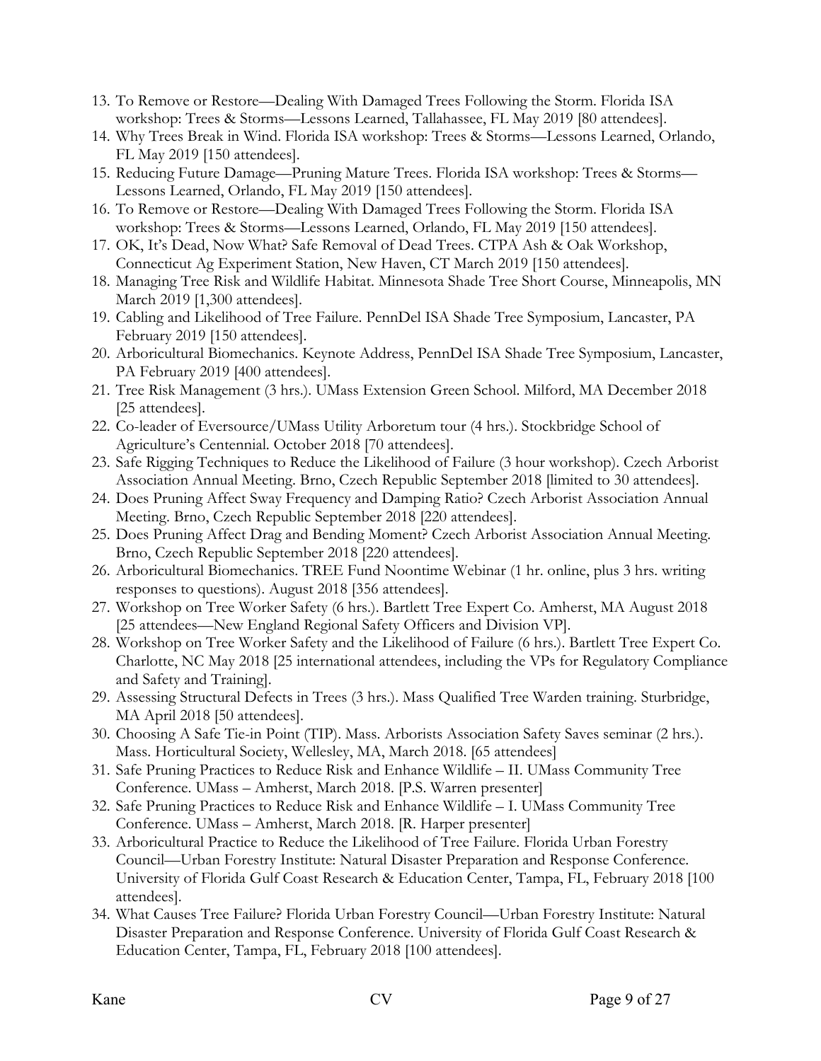13. To Remove or Restore—Dealing With Damaged Trees Following the Storm. Florida ISA workshop: Trees & Storms—Lessons Learned, Tallahassee, FL May 2019 [80 attendees].
14. Why Trees Break in Wind. Florida ISA workshop: Trees & Storms—Lessons Learned, Orlando, FL May 2019 [150 attendees].
15. Reducing Future Damage—Pruning Mature Trees. Florida ISA workshop: Trees & Storms—Lessons Learned, Orlando, FL May 2019 [150 attendees].
16. To Remove or Restore—Dealing With Damaged Trees Following the Storm. Florida ISA workshop: Trees & Storms—Lessons Learned, Orlando, FL May 2019 [150 attendees].
17. OK, It's Dead, Now What? Safe Removal of Dead Trees. CTPA Ash & Oak Workshop, Connecticut Ag Experiment Station, New Haven, CT March 2019 [150 attendees].
18. Managing Tree Risk and Wildlife Habitat. Minnesota Shade Tree Short Course, Minneapolis, MN March 2019 [1,300 attendees].
19. Cabling and Likelihood of Tree Failure. PennDel ISA Shade Tree Symposium, Lancaster, PA February 2019 [150 attendees].
20. Arboricultural Biomechanics. Keynote Address, PennDel ISA Shade Tree Symposium, Lancaster, PA February 2019 [400 attendees].
21. Tree Risk Management (3 hrs.). UMass Extension Green School. Milford, MA December 2018 [25 attendees].
22. Co-leader of Eversource/UMass Utility Arboretum tour (4 hrs.). Stockbridge School of Agriculture's Centennial. October 2018 [70 attendees].
23. Safe Rigging Techniques to Reduce the Likelihood of Failure (3 hour workshop). Czech Arborist Association Annual Meeting. Brno, Czech Republic September 2018 [limited to 30 attendees].
24. Does Pruning Affect Sway Frequency and Damping Ratio? Czech Arborist Association Annual Meeting. Brno, Czech Republic September 2018 [220 attendees].
25. Does Pruning Affect Drag and Bending Moment? Czech Arborist Association Annual Meeting. Brno, Czech Republic September 2018 [220 attendees].
26. Arboricultural Biomechanics. TREE Fund Noontime Webinar (1 hr. online, plus 3 hrs. writing responses to questions). August 2018 [356 attendees].
27. Workshop on Tree Worker Safety (6 hrs.). Bartlett Tree Expert Co. Amherst, MA August 2018 [25 attendees—New England Regional Safety Officers and Division VP].
28. Workshop on Tree Worker Safety and the Likelihood of Failure (6 hrs.). Bartlett Tree Expert Co. Charlotte, NC May 2018 [25 international attendees, including the VPs for Regulatory Compliance and Safety and Training].
29. Assessing Structural Defects in Trees (3 hrs.). Mass Qualified Tree Warden training. Sturbridge, MA April 2018 [50 attendees].
30. Choosing A Safe Tie-in Point (TIP). Mass. Arborists Association Safety Saves seminar (2 hrs.). Mass. Horticultural Society, Wellesley, MA, March 2018. [65 attendees]
31. Safe Pruning Practices to Reduce Risk and Enhance Wildlife – II. UMass Community Tree Conference. UMass – Amherst, March 2018. [P.S. Warren presenter]
32. Safe Pruning Practices to Reduce Risk and Enhance Wildlife – I. UMass Community Tree Conference. UMass – Amherst, March 2018. [R. Harper presenter]
33. Arboricultural Practice to Reduce the Likelihood of Tree Failure. Florida Urban Forestry Council—Urban Forestry Institute: Natural Disaster Preparation and Response Conference. University of Florida Gulf Coast Research & Education Center, Tampa, FL, February 2018 [100 attendees].
34. What Causes Tree Failure? Florida Urban Forestry Council—Urban Forestry Institute: Natural Disaster Preparation and Response Conference. University of Florida Gulf Coast Research & Education Center, Tampa, FL, February 2018 [100 attendees].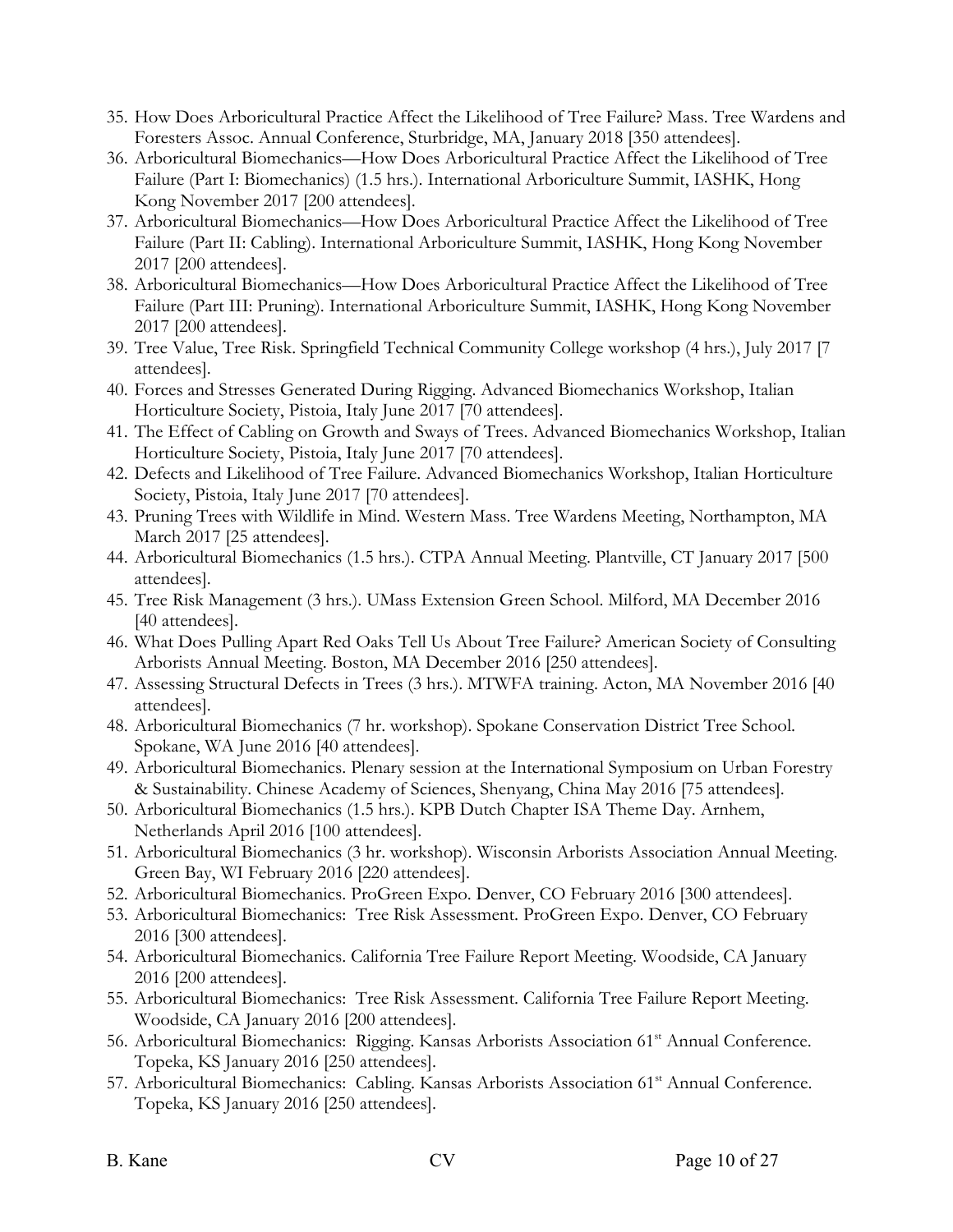35. How Does Arboricultural Practice Affect the Likelihood of Tree Failure? Mass. Tree Wardens and Foresters Assoc. Annual Conference, Sturbridge, MA, January 2018 [350 attendees].
36. Arboricultural Biomechanics—How Does Arboricultural Practice Affect the Likelihood of Tree Failure (Part I: Biomechanics) (1.5 hrs.). International Arboriculture Summit, IASHK, Hong Kong November 2017 [200 attendees].
37. Arboricultural Biomechanics—How Does Arboricultural Practice Affect the Likelihood of Tree Failure (Part II: Cabling). International Arboriculture Summit, IASHK, Hong Kong November 2017 [200 attendees].
38. Arboricultural Biomechanics—How Does Arboricultural Practice Affect the Likelihood of Tree Failure (Part III: Pruning). International Arboriculture Summit, IASHK, Hong Kong November 2017 [200 attendees].
39. Tree Value, Tree Risk. Springfield Technical Community College workshop (4 hrs.), July 2017 [7 attendees].
40. Forces and Stresses Generated During Rigging. Advanced Biomechanics Workshop, Italian Horticulture Society, Pistoia, Italy June 2017 [70 attendees].
41. The Effect of Cabling on Growth and Sways of Trees. Advanced Biomechanics Workshop, Italian Horticulture Society, Pistoia, Italy June 2017 [70 attendees].
42. Defects and Likelihood of Tree Failure. Advanced Biomechanics Workshop, Italian Horticulture Society, Pistoia, Italy June 2017 [70 attendees].
43. Pruning Trees with Wildlife in Mind. Western Mass. Tree Wardens Meeting, Northampton, MA March 2017 [25 attendees].
44. Arboricultural Biomechanics (1.5 hrs.). CTPA Annual Meeting. Plantville, CT January 2017 [500 attendees].
45. Tree Risk Management (3 hrs.). UMass Extension Green School. Milford, MA December 2016 [40 attendees].
46. What Does Pulling Apart Red Oaks Tell Us About Tree Failure? American Society of Consulting Arborists Annual Meeting. Boston, MA December 2016 [250 attendees].
47. Assessing Structural Defects in Trees (3 hrs.). MTWFA training. Acton, MA November 2016 [40 attendees].
48. Arboricultural Biomechanics (7 hr. workshop). Spokane Conservation District Tree School. Spokane, WA June 2016 [40 attendees].
49. Arboricultural Biomechanics. Plenary session at the International Symposium on Urban Forestry & Sustainability. Chinese Academy of Sciences, Shenyang, China May 2016 [75 attendees].
50. Arboricultural Biomechanics (1.5 hrs.). KPB Dutch Chapter ISA Theme Day. Arnhem, Netherlands April 2016 [100 attendees].
51. Arboricultural Biomechanics (3 hr. workshop). Wisconsin Arborists Association Annual Meeting. Green Bay, WI February 2016 [220 attendees].
52. Arboricultural Biomechanics. ProGreen Expo. Denver, CO February 2016 [300 attendees].
53. Arboricultural Biomechanics: Tree Risk Assessment. ProGreen Expo. Denver, CO February 2016 [300 attendees].
54. Arboricultural Biomechanics. California Tree Failure Report Meeting. Woodside, CA January 2016 [200 attendees].
55. Arboricultural Biomechanics: Tree Risk Assessment. California Tree Failure Report Meeting. Woodside, CA January 2016 [200 attendees].
56. Arboricultural Biomechanics: Rigging. Kansas Arborists Association 61st Annual Conference. Topeka, KS January 2016 [250 attendees].
57. Arboricultural Biomechanics: Cabling. Kansas Arborists Association 61st Annual Conference. Topeka, KS January 2016 [250 attendees].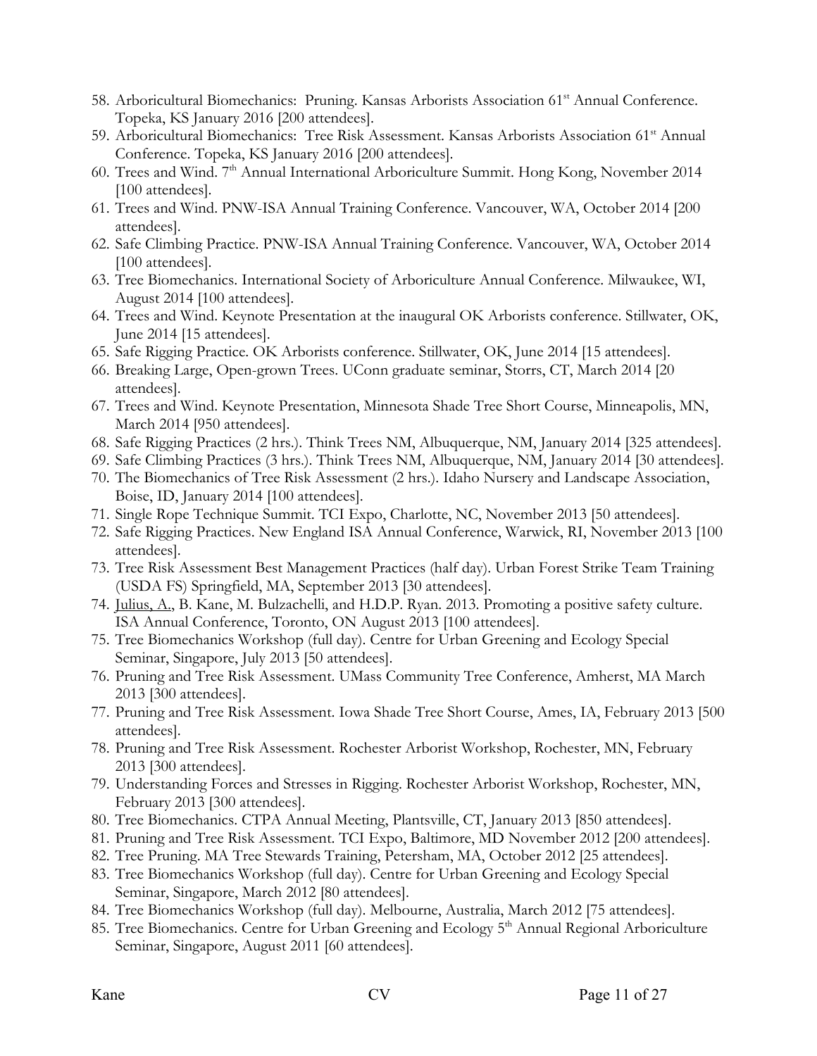58. Arboricultural Biomechanics: Pruning. Kansas Arborists Association 61st Annual Conference. Topeka, KS January 2016 [200 attendees].
59. Arboricultural Biomechanics: Tree Risk Assessment. Kansas Arborists Association 61st Annual Conference. Topeka, KS January 2016 [200 attendees].
60. Trees and Wind. 7th Annual International Arboriculture Summit. Hong Kong, November 2014 [100 attendees].
61. Trees and Wind. PNW-ISA Annual Training Conference. Vancouver, WA, October 2014 [200 attendees].
62. Safe Climbing Practice. PNW-ISA Annual Training Conference. Vancouver, WA, October 2014 [100 attendees].
63. Tree Biomechanics. International Society of Arboriculture Annual Conference. Milwaukee, WI, August 2014 [100 attendees].
64. Trees and Wind. Keynote Presentation at the inaugural OK Arborists conference. Stillwater, OK, June 2014 [15 attendees].
65. Safe Rigging Practice. OK Arborists conference. Stillwater, OK, June 2014 [15 attendees].
66. Breaking Large, Open-grown Trees. UConn graduate seminar, Storrs, CT, March 2014 [20 attendees].
67. Trees and Wind. Keynote Presentation, Minnesota Shade Tree Short Course, Minneapolis, MN, March 2014 [950 attendees].
68. Safe Rigging Practices (2 hrs.). Think Trees NM, Albuquerque, NM, January 2014 [325 attendees].
69. Safe Climbing Practices (3 hrs.). Think Trees NM, Albuquerque, NM, January 2014 [30 attendees].
70. The Biomechanics of Tree Risk Assessment (2 hrs.). Idaho Nursery and Landscape Association, Boise, ID, January 2014 [100 attendees].
71. Single Rope Technique Summit. TCI Expo, Charlotte, NC, November 2013 [50 attendees].
72. Safe Rigging Practices. New England ISA Annual Conference, Warwick, RI, November 2013 [100 attendees].
73. Tree Risk Assessment Best Management Practices (half day). Urban Forest Strike Team Training (USDA FS) Springfield, MA, September 2013 [30 attendees].
74. Julius, A., B. Kane, M. Bulzachelli, and H.D.P. Ryan. 2013. Promoting a positive safety culture. ISA Annual Conference, Toronto, ON August 2013 [100 attendees].
75. Tree Biomechanics Workshop (full day). Centre for Urban Greening and Ecology Special Seminar, Singapore, July 2013 [50 attendees].
76. Pruning and Tree Risk Assessment. UMass Community Tree Conference, Amherst, MA March 2013 [300 attendees].
77. Pruning and Tree Risk Assessment. Iowa Shade Tree Short Course, Ames, IA, February 2013 [500 attendees].
78. Pruning and Tree Risk Assessment. Rochester Arborist Workshop, Rochester, MN, February 2013 [300 attendees].
79. Understanding Forces and Stresses in Rigging. Rochester Arborist Workshop, Rochester, MN, February 2013 [300 attendees].
80. Tree Biomechanics. CTPA Annual Meeting, Plantsville, CT, January 2013 [850 attendees].
81. Pruning and Tree Risk Assessment. TCI Expo, Baltimore, MD November 2012 [200 attendees].
82. Tree Pruning. MA Tree Stewards Training, Petersham, MA, October 2012 [25 attendees].
83. Tree Biomechanics Workshop (full day). Centre for Urban Greening and Ecology Special Seminar, Singapore, March 2012 [80 attendees].
84. Tree Biomechanics Workshop (full day). Melbourne, Australia, March 2012 [75 attendees].
85. Tree Biomechanics. Centre for Urban Greening and Ecology 5th Annual Regional Arboriculture Seminar, Singapore, August 2011 [60 attendees].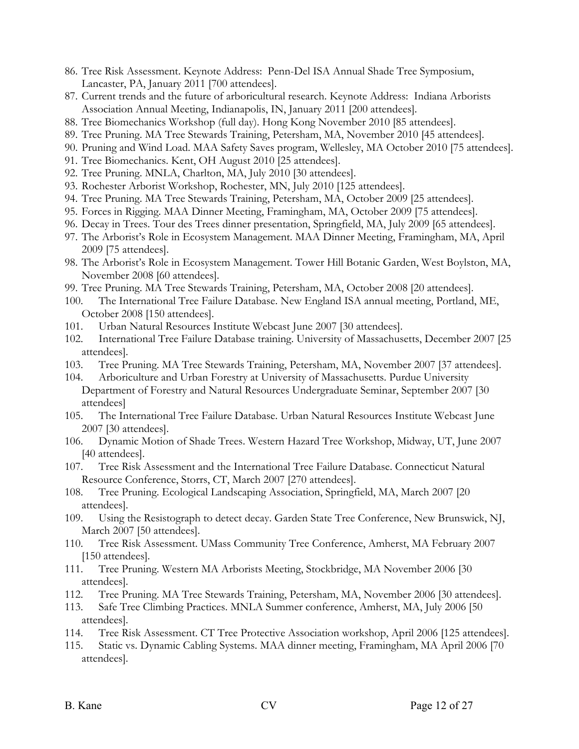86. Tree Risk Assessment. Keynote Address: Penn-Del ISA Annual Shade Tree Symposium, Lancaster, PA, January 2011 [700 attendees].
87. Current trends and the future of arboricultural research. Keynote Address: Indiana Arborists Association Annual Meeting, Indianapolis, IN, January 2011 [200 attendees].
88. Tree Biomechanics Workshop (full day). Hong Kong November 2010 [85 attendees].
89. Tree Pruning. MA Tree Stewards Training, Petersham, MA, November 2010 [45 attendees].
90. Pruning and Wind Load. MAA Safety Saves program, Wellesley, MA October 2010 [75 attendees].
91. Tree Biomechanics. Kent, OH August 2010 [25 attendees].
92. Tree Pruning. MNLA, Charlton, MA, July 2010 [30 attendees].
93. Rochester Arborist Workshop, Rochester, MN, July 2010 [125 attendees].
94. Tree Pruning. MA Tree Stewards Training, Petersham, MA, October 2009 [25 attendees].
95. Forces in Rigging. MAA Dinner Meeting, Framingham, MA, October 2009 [75 attendees].
96. Decay in Trees. Tour des Trees dinner presentation, Springfield, MA, July 2009 [65 attendees].
97. The Arborist's Role in Ecosystem Management. MAA Dinner Meeting, Framingham, MA, April 2009 [75 attendees].
98. The Arborist's Role in Ecosystem Management. Tower Hill Botanic Garden, West Boylston, MA, November 2008 [60 attendees].
99. Tree Pruning. MA Tree Stewards Training, Petersham, MA, October 2008 [20 attendees].
100. The International Tree Failure Database. New England ISA annual meeting, Portland, ME, October 2008 [150 attendees].
101. Urban Natural Resources Institute Webcast June 2007 [30 attendees].
102. International Tree Failure Database training. University of Massachusetts, December 2007 [25 attendees].
103. Tree Pruning. MA Tree Stewards Training, Petersham, MA, November 2007 [37 attendees].
104. Arboriculture and Urban Forestry at University of Massachusetts. Purdue University Department of Forestry and Natural Resources Undergraduate Seminar, September 2007 [30 attendees]
105. The International Tree Failure Database. Urban Natural Resources Institute Webcast June 2007 [30 attendees].
106. Dynamic Motion of Shade Trees. Western Hazard Tree Workshop, Midway, UT, June 2007 [40 attendees].
107. Tree Risk Assessment and the International Tree Failure Database. Connecticut Natural Resource Conference, Storrs, CT, March 2007 [270 attendees].
108. Tree Pruning. Ecological Landscaping Association, Springfield, MA, March 2007 [20 attendees].
109. Using the Resistograph to detect decay. Garden State Tree Conference, New Brunswick, NJ, March 2007 [50 attendees].
110. Tree Risk Assessment. UMass Community Tree Conference, Amherst, MA February 2007 [150 attendees].
111. Tree Pruning. Western MA Arborists Meeting, Stockbridge, MA November 2006 [30 attendees].
112. Tree Pruning. MA Tree Stewards Training, Petersham, MA, November 2006 [30 attendees].
113. Safe Tree Climbing Practices. MNLA Summer conference, Amherst, MA, July 2006 [50 attendees].
114. Tree Risk Assessment. CT Tree Protective Association workshop, April 2006 [125 attendees].
115. Static vs. Dynamic Cabling Systems. MAA dinner meeting, Framingham, MA April 2006 [70 attendees].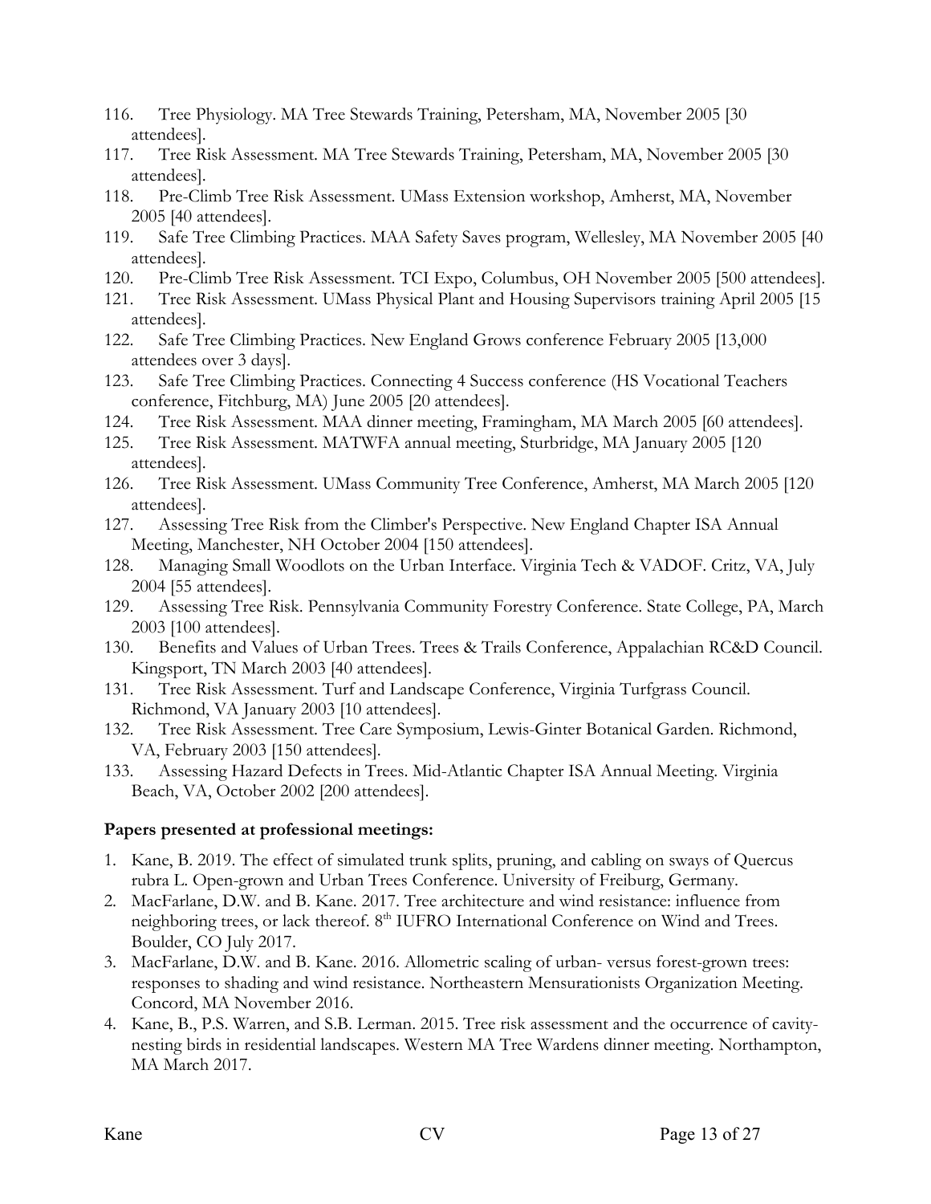116. Tree Physiology. MA Tree Stewards Training, Petersham, MA, November 2005 [30 attendees].
117. Tree Risk Assessment. MA Tree Stewards Training, Petersham, MA, November 2005 [30 attendees].
118. Pre-Climb Tree Risk Assessment. UMass Extension workshop, Amherst, MA, November 2005 [40 attendees].
119. Safe Tree Climbing Practices. MAA Safety Saves program, Wellesley, MA November 2005 [40 attendees].
120. Pre-Climb Tree Risk Assessment. TCI Expo, Columbus, OH November 2005 [500 attendees].
121. Tree Risk Assessment. UMass Physical Plant and Housing Supervisors training April 2005 [15 attendees].
122. Safe Tree Climbing Practices. New England Grows conference February 2005 [13,000 attendees over 3 days].
123. Safe Tree Climbing Practices. Connecting 4 Success conference (HS Vocational Teachers conference, Fitchburg, MA) June 2005 [20 attendees].
124. Tree Risk Assessment. MAA dinner meeting, Framingham, MA March 2005 [60 attendees].
125. Tree Risk Assessment. MATWFA annual meeting, Sturbridge, MA January 2005 [120 attendees].
126. Tree Risk Assessment. UMass Community Tree Conference, Amherst, MA March 2005 [120 attendees].
127. Assessing Tree Risk from the Climber's Perspective. New England Chapter ISA Annual Meeting, Manchester, NH October 2004 [150 attendees].
128. Managing Small Woodlots on the Urban Interface. Virginia Tech & VADOF. Critz, VA, July 2004 [55 attendees].
129. Assessing Tree Risk. Pennsylvania Community Forestry Conference. State College, PA, March 2003 [100 attendees].
130. Benefits and Values of Urban Trees. Trees & Trails Conference, Appalachian RC&D Council. Kingsport, TN March 2003 [40 attendees].
131. Tree Risk Assessment. Turf and Landscape Conference, Virginia Turfgrass Council. Richmond, VA January 2003 [10 attendees].
132. Tree Risk Assessment. Tree Care Symposium, Lewis-Ginter Botanical Garden. Richmond, VA, February 2003 [150 attendees].
133. Assessing Hazard Defects in Trees. Mid-Atlantic Chapter ISA Annual Meeting. Virginia Beach, VA, October 2002 [200 attendees].

**Papers presented at professional meetings:**

1. Kane, B. 2019. The effect of simulated trunk splits, pruning, and cabling on sways of Quercus rubra L. Open-grown and Urban Trees Conference. University of Freiburg, Germany.
2. MacFarlane, D.W. and B. Kane. 2017. Tree architecture and wind resistance: influence from neighboring trees, or lack thereof. 8th IUFRO International Conference on Wind and Trees. Boulder, CO July 2017.
3. MacFarlane, D.W. and B. Kane. 2016. Allometric scaling of urban- versus forest-grown trees: responses to shading and wind resistance. Northeastern Mensurationists Organization Meeting. Concord, MA November 2016.
4. Kane, B., P.S. Warren, and S.B. Lerman. 2015. Tree risk assessment and the occurrence of cavity-nesting birds in residential landscapes. Western MA Tree Wardens dinner meeting. Northampton, MA March 2017.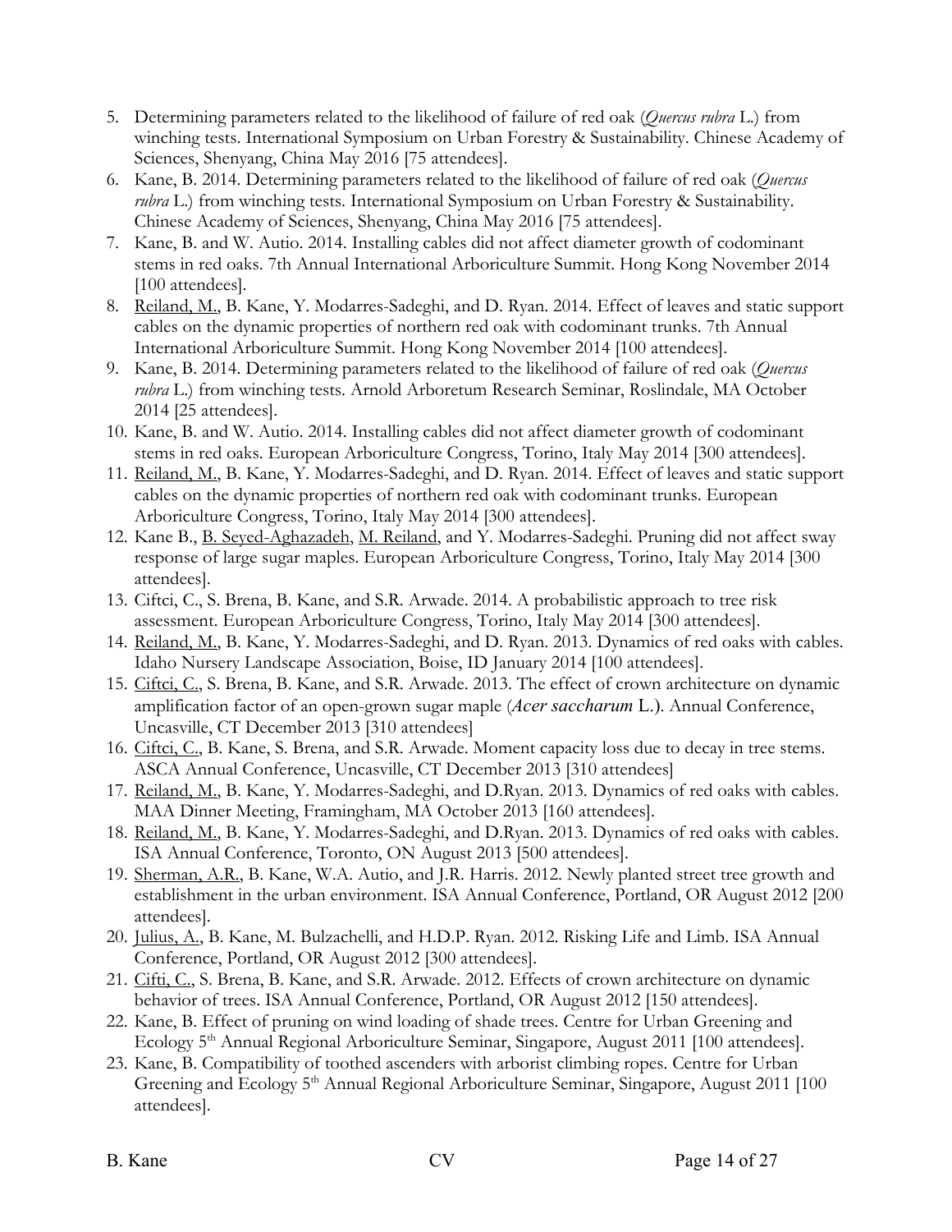5. Determining parameters related to the likelihood of failure of red oak (*Quercus rubra* L.) from winching tests. International Symposium on Urban Forestry & Sustainability. Chinese Academy of Sciences, Shenyang, China May 2016 [75 attendees].
6. Kane, B. 2014. Determining parameters related to the likelihood of failure of red oak (*Quercus rubra* L.) from winching tests. International Symposium on Urban Forestry & Sustainability. Chinese Academy of Sciences, Shenyang, China May 2016 [75 attendees].
7. Kane, B. and W. Autio. 2014. Installing cables did not affect diameter growth of codominant stems in red oaks. 7th Annual International Arboriculture Summit. Hong Kong November 2014 [100 attendees].
8. <u>Reiland, M.</u>, B. Kane, Y. Modarres-Sadeghi, and D. Ryan. 2014. Effect of leaves and static support cables on the dynamic properties of northern red oak with codominant trunks. 7th Annual International Arboriculture Summit. Hong Kong November 2014 [100 attendees].
9. Kane, B. 2014. Determining parameters related to the likelihood of failure of red oak (*Quercus rubra* L.) from winching tests. Arnold Arboretum Research Seminar, Roslindale, MA October 2014 [25 attendees].
10. Kane, B. and W. Autio. 2014. Installing cables did not affect diameter growth of codominant stems in red oaks. European Arboriculture Congress, Torino, Italy May 2014 [300 attendees].
11. <u>Reiland, M.</u>, B. Kane, Y. Modarres-Sadeghi, and D. Ryan. 2014. Effect of leaves and static support cables on the dynamic properties of northern red oak with codominant trunks. European Arboriculture Congress, Torino, Italy May 2014 [300 attendees].
12. Kane B., <u>B. Seyed-Aghazadeh</u>, <u>M. Reiland</u>, and Y. Modarres-Sadeghi. Pruning did not affect sway response of large sugar maples. European Arboriculture Congress, Torino, Italy May 2014 [300 attendees].
13. Ciftci, C., S. Brena, B. Kane, and S.R. Arwade. 2014. A probabilistic approach to tree risk assessment. European Arboriculture Congress, Torino, Italy May 2014 [300 attendees].
14. <u>Reiland, M.</u>, B. Kane, Y. Modarres-Sadeghi, and D. Ryan. 2013. Dynamics of red oaks with cables. Idaho Nursery Landscape Association, Boise, ID January 2014 [100 attendees].
15. <u>Ciftci, C.</u>, S. Brena, B. Kane, and S.R. Arwade. 2013. The effect of crown architecture on dynamic amplification factor of an open-grown sugar maple (*Acer saccharum* L.). Annual Conference, Uncasville, CT December 2013 [310 attendees]
16. <u>Ciftci, C.</u>, B. Kane, S. Brena, and S.R. Arwade. Moment capacity loss due to decay in tree stems. ASCA Annual Conference, Uncasville, CT December 2013 [310 attendees]
17. <u>Reiland, M.</u>, B. Kane, Y. Modarres-Sadeghi, and D.Ryan. 2013. Dynamics of red oaks with cables. MAA Dinner Meeting, Framingham, MA October 2013 [160 attendees].
18. <u>Reiland, M.</u>, B. Kane, Y. Modarres-Sadeghi, and D.Ryan. 2013. Dynamics of red oaks with cables. ISA Annual Conference, Toronto, ON August 2013 [500 attendees].
19. <u>Sherman, A.R.</u>, B. Kane, W.A. Autio, and J.R. Harris. 2012. Newly planted street tree growth and establishment in the urban environment. ISA Annual Conference, Portland, OR August 2012 [200 attendees].
20. <u>Julius, A.</u>, B. Kane, M. Bulzachelli, and H.D.P. Ryan. 2012. Risking Life and Limb. ISA Annual Conference, Portland, OR August 2012 [300 attendees].
21. <u>Cifti, C.</u>, S. Brena, B. Kane, and S.R. Arwade. 2012. Effects of crown architecture on dynamic behavior of trees. ISA Annual Conference, Portland, OR August 2012 [150 attendees].
22. Kane, B. Effect of pruning on wind loading of shade trees. Centre for Urban Greening and Ecology 5th Annual Regional Arboriculture Seminar, Singapore, August 2011 [100 attendees].
23. Kane, B. Compatibility of toothed ascenders with arborist climbing ropes. Centre for Urban Greening and Ecology 5th Annual Regional Arboriculture Seminar, Singapore, August 2011 [100 attendees].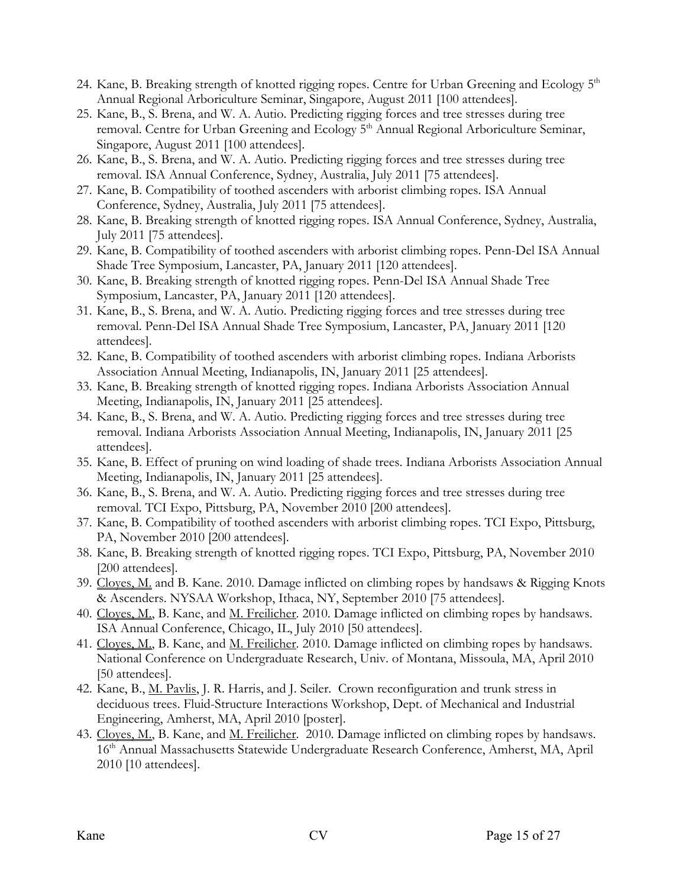24. Kane, B. Breaking strength of knotted rigging ropes. Centre for Urban Greening and Ecology 5th Annual Regional Arboriculture Seminar, Singapore, August 2011 [100 attendees].
25. Kane, B., S. Brena, and W. A. Autio. Predicting rigging forces and tree stresses during tree removal. Centre for Urban Greening and Ecology 5th Annual Regional Arboriculture Seminar, Singapore, August 2011 [100 attendees].
26. Kane, B., S. Brena, and W. A. Autio. Predicting rigging forces and tree stresses during tree removal. ISA Annual Conference, Sydney, Australia, July 2011 [75 attendees].
27. Kane, B. Compatibility of toothed ascenders with arborist climbing ropes. ISA Annual Conference, Sydney, Australia, July 2011 [75 attendees].
28. Kane, B. Breaking strength of knotted rigging ropes. ISA Annual Conference, Sydney, Australia, July 2011 [75 attendees].
29. Kane, B. Compatibility of toothed ascenders with arborist climbing ropes. Penn-Del ISA Annual Shade Tree Symposium, Lancaster, PA, January 2011 [120 attendees].
30. Kane, B. Breaking strength of knotted rigging ropes. Penn-Del ISA Annual Shade Tree Symposium, Lancaster, PA, January 2011 [120 attendees].
31. Kane, B., S. Brena, and W. A. Autio. Predicting rigging forces and tree stresses during tree removal. Penn-Del ISA Annual Shade Tree Symposium, Lancaster, PA, January 2011 [120 attendees].
32. Kane, B. Compatibility of toothed ascenders with arborist climbing ropes. Indiana Arborists Association Annual Meeting, Indianapolis, IN, January 2011 [25 attendees].
33. Kane, B. Breaking strength of knotted rigging ropes. Indiana Arborists Association Annual Meeting, Indianapolis, IN, January 2011 [25 attendees].
34. Kane, B., S. Brena, and W. A. Autio. Predicting rigging forces and tree stresses during tree removal. Indiana Arborists Association Annual Meeting, Indianapolis, IN, January 2011 [25 attendees].
35. Kane, B. Effect of pruning on wind loading of shade trees. Indiana Arborists Association Annual Meeting, Indianapolis, IN, January 2011 [25 attendees].
36. Kane, B., S. Brena, and W. A. Autio. Predicting rigging forces and tree stresses during tree removal. TCI Expo, Pittsburg, PA, November 2010 [200 attendees].
37. Kane, B. Compatibility of toothed ascenders with arborist climbing ropes. TCI Expo, Pittsburg, PA, November 2010 [200 attendees].
38. Kane, B. Breaking strength of knotted rigging ropes. TCI Expo, Pittsburg, PA, November 2010 [200 attendees].
39. Cloyes, M. and B. Kane. 2010. Damage inflicted on climbing ropes by handsaws & Rigging Knots & Ascenders. NYSAA Workshop, Ithaca, NY, September 2010 [75 attendees].
40. Cloyes, M., B. Kane, and M. Freilicher. 2010. Damage inflicted on climbing ropes by handsaws. ISA Annual Conference, Chicago, IL, July 2010 [50 attendees].
41. Cloyes, M., B. Kane, and M. Freilicher. 2010. Damage inflicted on climbing ropes by handsaws. National Conference on Undergraduate Research, Univ. of Montana, Missoula, MA, April 2010 [50 attendees].
42. Kane, B., M. Pavlis, J. R. Harris, and J. Seiler. Crown reconfiguration and trunk stress in deciduous trees. Fluid-Structure Interactions Workshop, Dept. of Mechanical and Industrial Engineering, Amherst, MA, April 2010 [poster].
43. Cloyes, M., B. Kane, and M. Freilicher. 2010. Damage inflicted on climbing ropes by handsaws. 16th Annual Massachusetts Statewide Undergraduate Research Conference, Amherst, MA, April 2010 [10 attendees].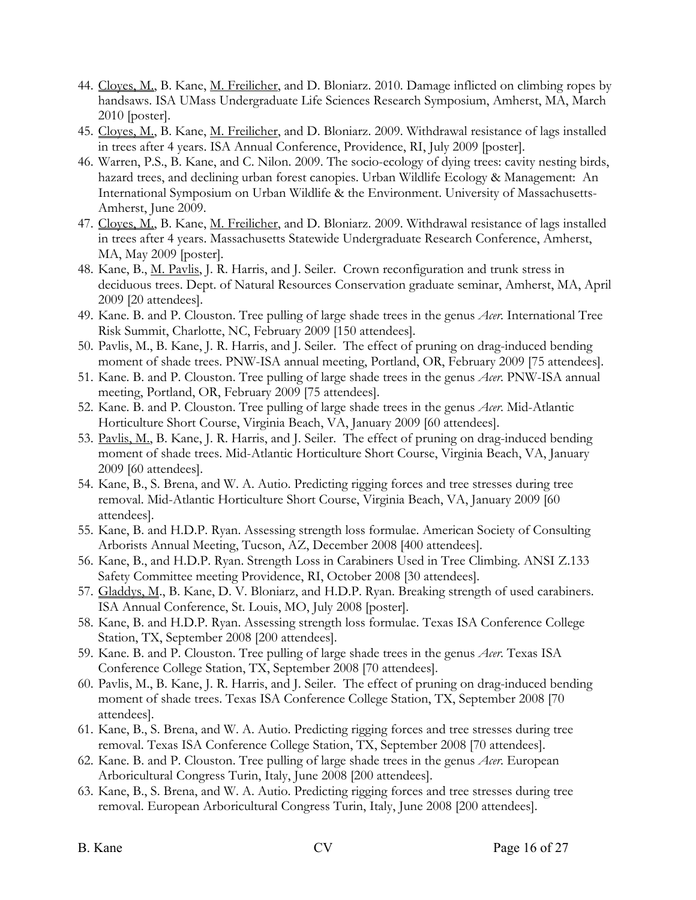44. <u>Cloyes, M.</u>, B. Kane, <u>M. Freilicher</u>, and D. Bloniarz. 2010. Damage inflicted on climbing ropes by handsaws. ISA UMass Undergraduate Life Sciences Research Symposium, Amherst, MA, March 2010 [poster].
45. <u>Cloyes, M.</u>, B. Kane, <u>M. Freilicher</u>, and D. Bloniarz. 2009. Withdrawal resistance of lags installed in trees after 4 years. ISA Annual Conference, Providence, RI, July 2009 [poster].
46. Warren, P.S., B. Kane, and C. Nilon. 2009. The socio-ecology of dying trees: cavity nesting birds, hazard trees, and declining urban forest canopies. Urban Wildlife Ecology & Management: An International Symposium on Urban Wildlife & the Environment. University of Massachusetts-Amherst, June 2009.
47. <u>Cloyes, M.</u>, B. Kane, <u>M. Freilicher</u>, and D. Bloniarz. 2009. Withdrawal resistance of lags installed in trees after 4 years. Massachusetts Statewide Undergraduate Research Conference, Amherst, MA, May 2009 [poster].
48. Kane, B., <u>M. Pavlis</u>, J. R. Harris, and J. Seiler. Crown reconfiguration and trunk stress in deciduous trees. Dept. of Natural Resources Conservation graduate seminar, Amherst, MA, April 2009 [20 attendees].
49. Kane. B. and P. Clouston. Tree pulling of large shade trees in the genus *Acer*. International Tree Risk Summit, Charlotte, NC, February 2009 [150 attendees].
50. Pavlis, M., B. Kane, J. R. Harris, and J. Seiler. The effect of pruning on drag-induced bending moment of shade trees. PNW-ISA annual meeting, Portland, OR, February 2009 [75 attendees].
51. Kane. B. and P. Clouston. Tree pulling of large shade trees in the genus *Acer*. PNW-ISA annual meeting, Portland, OR, February 2009 [75 attendees].
52. Kane. B. and P. Clouston. Tree pulling of large shade trees in the genus *Acer*. Mid-Atlantic Horticulture Short Course, Virginia Beach, VA, January 2009 [60 attendees].
53. <u>Pavlis, M.</u>, B. Kane, J. R. Harris, and J. Seiler. The effect of pruning on drag-induced bending moment of shade trees. Mid-Atlantic Horticulture Short Course, Virginia Beach, VA, January 2009 [60 attendees].
54. Kane, B., S. Brena, and W. A. Autio. Predicting rigging forces and tree stresses during tree removal. Mid-Atlantic Horticulture Short Course, Virginia Beach, VA, January 2009 [60 attendees].
55. Kane, B. and H.D.P. Ryan. Assessing strength loss formulae. American Society of Consulting Arborists Annual Meeting, Tucson, AZ, December 2008 [400 attendees].
56. Kane, B., and H.D.P. Ryan. Strength Loss in Carabiners Used in Tree Climbing. ANSI Z.133 Safety Committee meeting Providence, RI, October 2008 [30 attendees].
57. <u>Gladdys, M</u>., B. Kane, D. V. Bloniarz, and H.D.P. Ryan. Breaking strength of used carabiners. ISA Annual Conference, St. Louis, MO, July 2008 [poster].
58. Kane, B. and H.D.P. Ryan. Assessing strength loss formulae. Texas ISA Conference College Station, TX, September 2008 [200 attendees].
59. Kane. B. and P. Clouston. Tree pulling of large shade trees in the genus *Acer*. Texas ISA Conference College Station, TX, September 2008 [70 attendees].
60. Pavlis, M., B. Kane, J. R. Harris, and J. Seiler. The effect of pruning on drag-induced bending moment of shade trees. Texas ISA Conference College Station, TX, September 2008 [70 attendees].
61. Kane, B., S. Brena, and W. A. Autio. Predicting rigging forces and tree stresses during tree removal. Texas ISA Conference College Station, TX, September 2008 [70 attendees].
62. Kane. B. and P. Clouston. Tree pulling of large shade trees in the genus *Acer*. European Arboricultural Congress Turin, Italy, June 2008 [200 attendees].
63. Kane, B., S. Brena, and W. A. Autio. Predicting rigging forces and tree stresses during tree removal. European Arboricultural Congress Turin, Italy, June 2008 [200 attendees].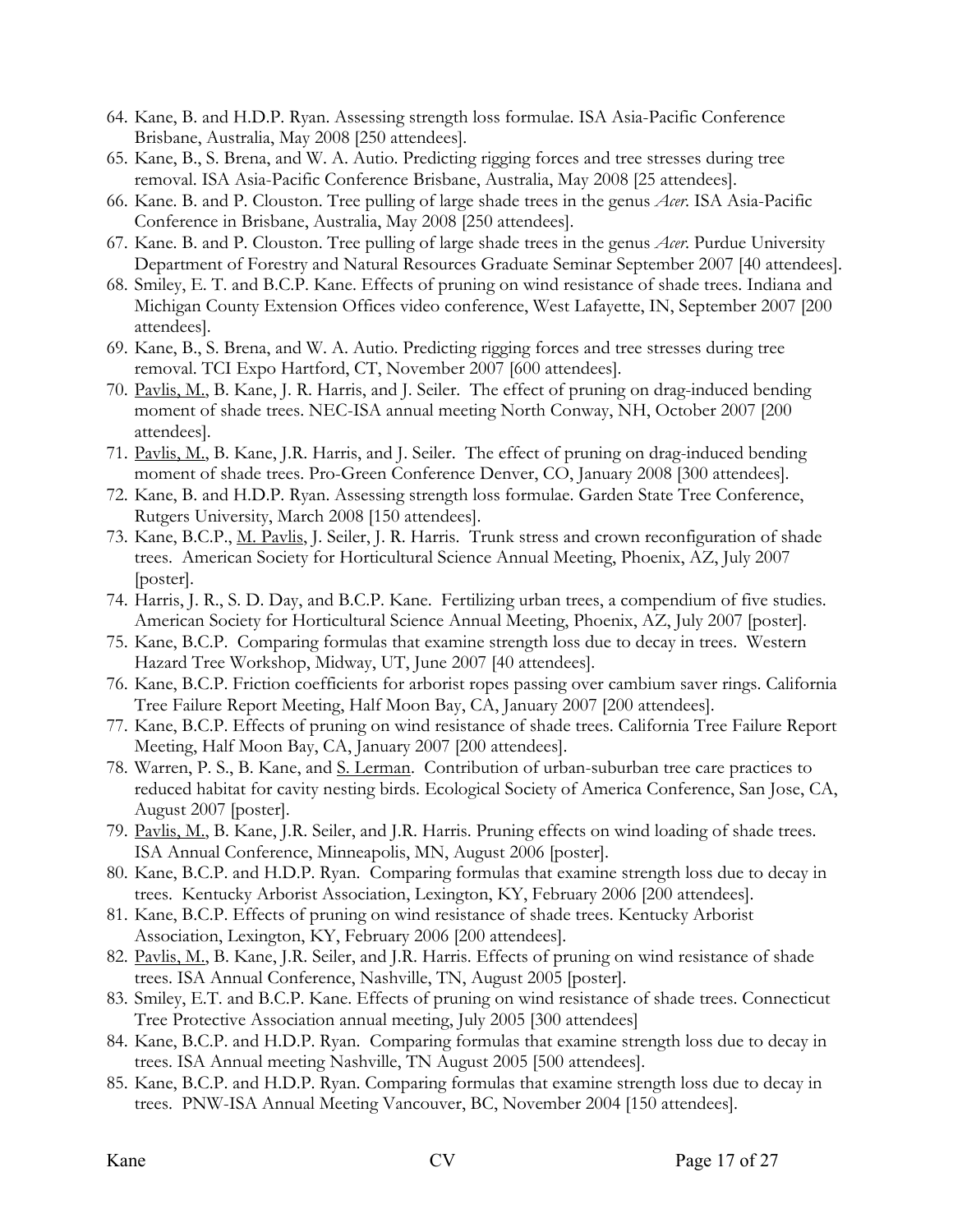64. Kane, B. and H.D.P. Ryan. Assessing strength loss formulae. ISA Asia-Pacific Conference Brisbane, Australia, May 2008 [250 attendees].
65. Kane, B., S. Brena, and W. A. Autio. Predicting rigging forces and tree stresses during tree removal. ISA Asia-Pacific Conference Brisbane, Australia, May 2008 [25 attendees].
66. Kane. B. and P. Clouston. Tree pulling of large shade trees in the genus *Acer*. ISA Asia-Pacific Conference in Brisbane, Australia, May 2008 [250 attendees].
67. Kane. B. and P. Clouston. Tree pulling of large shade trees in the genus *Acer*. Purdue University Department of Forestry and Natural Resources Graduate Seminar September 2007 [40 attendees].
68. Smiley, E. T. and B.C.P. Kane. Effects of pruning on wind resistance of shade trees. Indiana and Michigan County Extension Offices video conference, West Lafayette, IN, September 2007 [200 attendees].
69. Kane, B., S. Brena, and W. A. Autio. Predicting rigging forces and tree stresses during tree removal. TCI Expo Hartford, CT, November 2007 [600 attendees].
70. <u>Pavlis, M.</u>, B. Kane, J. R. Harris, and J. Seiler. The effect of pruning on drag-induced bending moment of shade trees. NEC-ISA annual meeting North Conway, NH, October 2007 [200 attendees].
71. <u>Pavlis, M.</u>, B. Kane, J.R. Harris, and J. Seiler. The effect of pruning on drag-induced bending moment of shade trees. Pro-Green Conference Denver, CO, January 2008 [300 attendees].
72. Kane, B. and H.D.P. Ryan. Assessing strength loss formulae. Garden State Tree Conference, Rutgers University, March 2008 [150 attendees].
73. Kane, B.C.P., <u>M. Pavlis</u>, J. Seiler, J. R. Harris. Trunk stress and crown reconfiguration of shade trees. American Society for Horticultural Science Annual Meeting, Phoenix, AZ, July 2007 [poster].
74. Harris, J. R., S. D. Day, and B.C.P. Kane. Fertilizing urban trees, a compendium of five studies. American Society for Horticultural Science Annual Meeting, Phoenix, AZ, July 2007 [poster].
75. Kane, B.C.P. Comparing formulas that examine strength loss due to decay in trees. Western Hazard Tree Workshop, Midway, UT, June 2007 [40 attendees].
76. Kane, B.C.P. Friction coefficients for arborist ropes passing over cambium saver rings. California Tree Failure Report Meeting, Half Moon Bay, CA, January 2007 [200 attendees].
77. Kane, B.C.P. Effects of pruning on wind resistance of shade trees. California Tree Failure Report Meeting, Half Moon Bay, CA, January 2007 [200 attendees].
78. Warren, P. S., B. Kane, and <u>S. Lerman</u>. Contribution of urban-suburban tree care practices to reduced habitat for cavity nesting birds. Ecological Society of America Conference, San Jose, CA, August 2007 [poster].
79. <u>Pavlis, M.</u>, B. Kane, J.R. Seiler, and J.R. Harris. Pruning effects on wind loading of shade trees. ISA Annual Conference, Minneapolis, MN, August 2006 [poster].
80. Kane, B.C.P. and H.D.P. Ryan. Comparing formulas that examine strength loss due to decay in trees. Kentucky Arborist Association, Lexington, KY, February 2006 [200 attendees].
81. Kane, B.C.P. Effects of pruning on wind resistance of shade trees. Kentucky Arborist Association, Lexington, KY, February 2006 [200 attendees].
82. <u>Pavlis, M.</u>, B. Kane, J.R. Seiler, and J.R. Harris. Effects of pruning on wind resistance of shade trees. ISA Annual Conference, Nashville, TN, August 2005 [poster].
83. Smiley, E.T. and B.C.P. Kane. Effects of pruning on wind resistance of shade trees. Connecticut Tree Protective Association annual meeting, July 2005 [300 attendees]
84. Kane, B.C.P. and H.D.P. Ryan. Comparing formulas that examine strength loss due to decay in trees. ISA Annual meeting Nashville, TN August 2005 [500 attendees].
85. Kane, B.C.P. and H.D.P. Ryan. Comparing formulas that examine strength loss due to decay in trees. PNW-ISA Annual Meeting Vancouver, BC, November 2004 [150 attendees].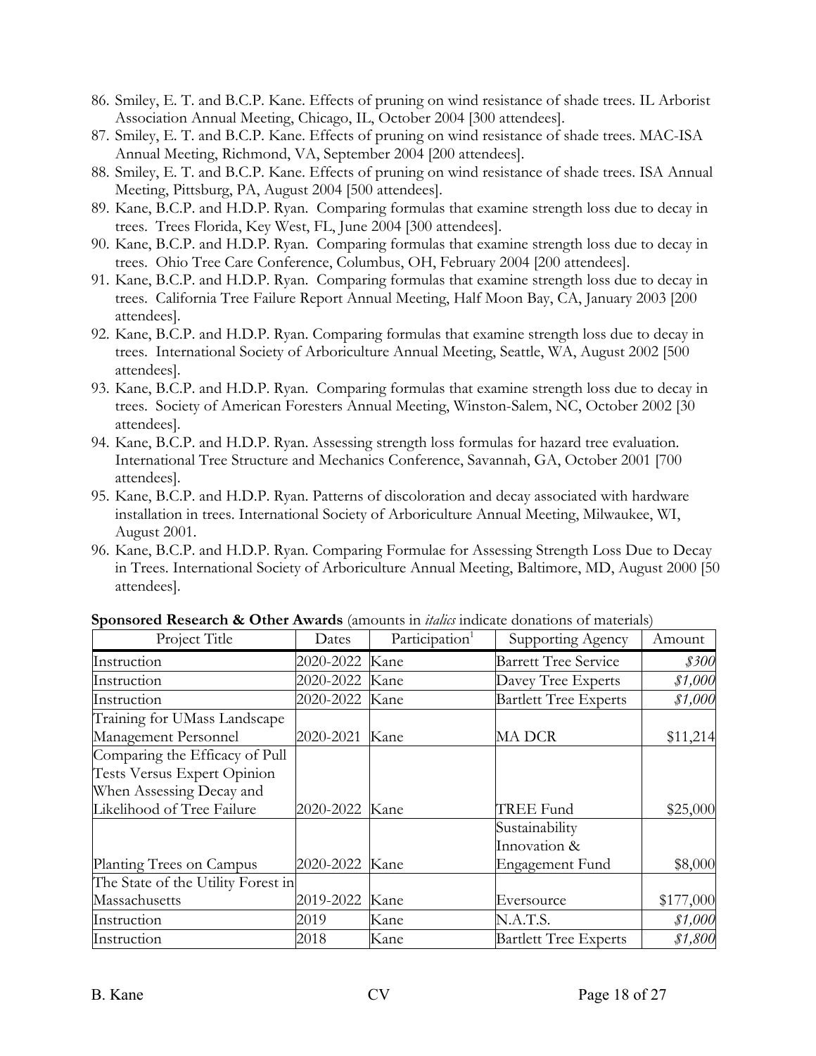86. Smiley, E. T. and B.C.P. Kane. Effects of pruning on wind resistance of shade trees. IL Arborist Association Annual Meeting, Chicago, IL, October 2004 [300 attendees].
87. Smiley, E. T. and B.C.P. Kane. Effects of pruning on wind resistance of shade trees. MAC-ISA Annual Meeting, Richmond, VA, September 2004 [200 attendees].
88. Smiley, E. T. and B.C.P. Kane. Effects of pruning on wind resistance of shade trees. ISA Annual Meeting, Pittsburg, PA, August 2004 [500 attendees].
89. Kane, B.C.P. and H.D.P. Ryan. Comparing formulas that examine strength loss due to decay in trees. Trees Florida, Key West, FL, June 2004 [300 attendees].
90. Kane, B.C.P. and H.D.P. Ryan. Comparing formulas that examine strength loss due to decay in trees. Ohio Tree Care Conference, Columbus, OH, February 2004 [200 attendees].
91. Kane, B.C.P. and H.D.P. Ryan. Comparing formulas that examine strength loss due to decay in trees. California Tree Failure Report Annual Meeting, Half Moon Bay, CA, January 2003 [200 attendees].
92. Kane, B.C.P. and H.D.P. Ryan. Comparing formulas that examine strength loss due to decay in trees. International Society of Arboriculture Annual Meeting, Seattle, WA, August 2002 [500 attendees].
93. Kane, B.C.P. and H.D.P. Ryan. Comparing formulas that examine strength loss due to decay in trees. Society of American Foresters Annual Meeting, Winston-Salem, NC, October 2002 [30 attendees].
94. Kane, B.C.P. and H.D.P. Ryan. Assessing strength loss formulas for hazard tree evaluation. International Tree Structure and Mechanics Conference, Savannah, GA, October 2001 [700 attendees].
95. Kane, B.C.P. and H.D.P. Ryan. Patterns of discoloration and decay associated with hardware installation in trees. International Society of Arboriculture Annual Meeting, Milwaukee, WI, August 2001.
96. Kane, B.C.P. and H.D.P. Ryan. Comparing Formulae for Assessing Strength Loss Due to Decay in Trees. International Society of Arboriculture Annual Meeting, Baltimore, MD, August 2000 [50 attendees].

**Sponsored Research & Other Awards** (amounts in *italics* indicate donations of materials)

| Project Title | Dates | Participation[1] | Supporting Agency | Amount |
|---|---|---|---|---|
| Instruction | 2020-2022 | Kane | Barrett Tree Service | *$300* |
| Instruction | 2020-2022 | Kane | Davey Tree Experts | *$1,000* |
| Instruction | 2020-2022 | Kane | Bartlett Tree Experts | *$1,000* |
| Training for UMass Landscape Management Personnel | 2020-2021 | Kane | MA DCR | $11,214 |
| Comparing the Efficacy of Pull Tests Versus Expert Opinion When Assessing Decay and Likelihood of Tree Failure | 2020-2022 | Kane | TREE Fund | $25,000 |
| Planting Trees on Campus | 2020-2022 | Kane | Sustainability Innovation & Engagement Fund | $8,000 |
| The State of the Utility Forest in Massachusetts | 2019-2022 | Kane | Eversource | $177,000 |
| Instruction | 2019 | Kane | N.A.T.S. | *$1,000* |
| Instruction | 2018 | Kane | Bartlett Tree Experts | *$1,800* |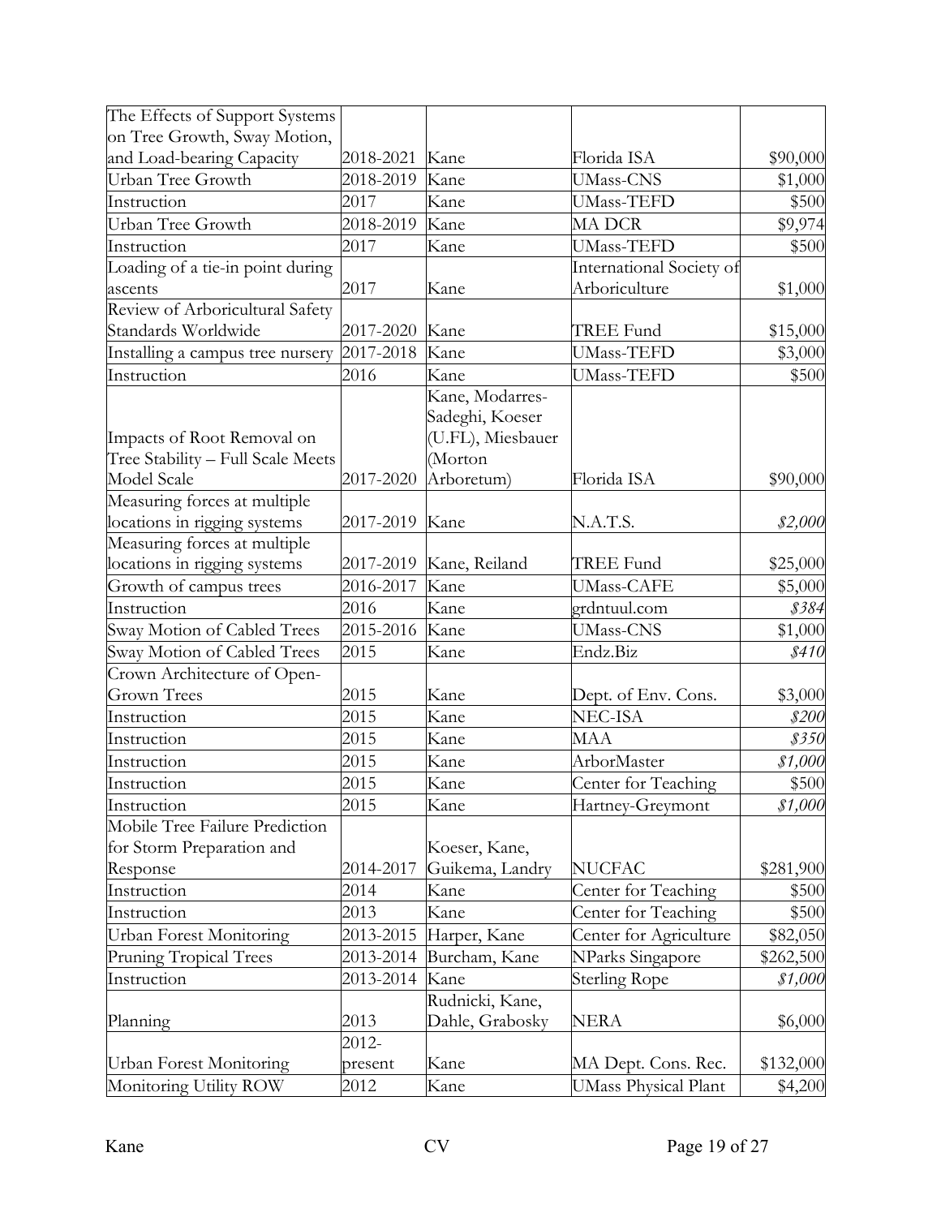| The Effects of Support Systems on Tree Growth, Sway Motion, and Load-bearing Capacity | 2018-2021 | Kane | Florida ISA | $90,000 |
|---|---|---|---|---|
| Urban Tree Growth | 2018-2019 | Kane | UMass-CNS | $1,000 |
| Instruction | 2017 | Kane | UMass-TEFD | $500 |
| Urban Tree Growth | 2018-2019 | Kane | MA DCR | $9,974 |
| Instruction | 2017 | Kane | UMass-TEFD | $500 |
| Loading of a tie-in point during ascents | 2017 | Kane | International Society of Arboriculture | $1,000 |
| Review of Arboricultural Safety Standards Worldwide | 2017-2020 | Kane | TREE Fund | $15,000 |
| Installing a campus tree nursery | 2017-2018 | Kane | UMass-TEFD | $3,000 |
| Instruction | 2016 | Kane | UMass-TEFD | $500 |
| Impacts of Root Removal on Tree Stability – Full Scale Meets Model Scale | 2017-2020 | Kane, Modarres-Sadeghi, Koeser (U.FL), Miesbauer (Morton Arboretum) | Florida ISA | $90,000 |
| Measuring forces at multiple locations in rigging systems | 2017-2019 | Kane | N.A.T.S. | *$2,000* |
| Measuring forces at multiple locations in rigging systems | 2017-2019 | Kane, Reiland | TREE Fund | $25,000 |
| Growth of campus trees | 2016-2017 | Kane | UMass-CAFE | $5,000 |
| Instruction | 2016 | Kane | grdntuul.com | *$384* |
| Sway Motion of Cabled Trees | 2015-2016 | Kane | UMass-CNS | $1,000 |
| Sway Motion of Cabled Trees | 2015 | Kane | Endz.Biz | *$410* |
| Crown Architecture of Open-Grown Trees | 2015 | Kane | Dept. of Env. Cons. | $3,000 |
| Instruction | 2015 | Kane | NEC-ISA | *$200* |
| Instruction | 2015 | Kane | MAA | *$350* |
| Instruction | 2015 | Kane | ArborMaster | *$1,000* |
| Instruction | 2015 | Kane | Center for Teaching | $500 |
| Instruction | 2015 | Kane | Hartney-Greymont | *$1,000* |
| Mobile Tree Failure Prediction for Storm Preparation and Response | 2014-2017 | Koeser, Kane, Guikema, Landry | NUCFAC | $281,900 |
| Instruction | 2014 | Kane | Center for Teaching | $500 |
| Instruction | 2013 | Kane | Center for Teaching | $500 |
| Urban Forest Monitoring | 2013-2015 | Harper, Kane | Center for Agriculture | $82,050 |
| Pruning Tropical Trees | 2013-2014 | Burcham, Kane | NParks Singapore | $262,500 |
| Instruction | 2013-2014 | Kane | Sterling Rope | *$1,000* |
| Planning | 2013 | Rudnicki, Kane, Dahle, Grabosky | NERA | $6,000 |
| Urban Forest Monitoring | 2012-present | Kane | MA Dept. Cons. Rec. | $132,000 |
| Monitoring Utility ROW | 2012 | Kane | UMass Physical Plant | $4,200 |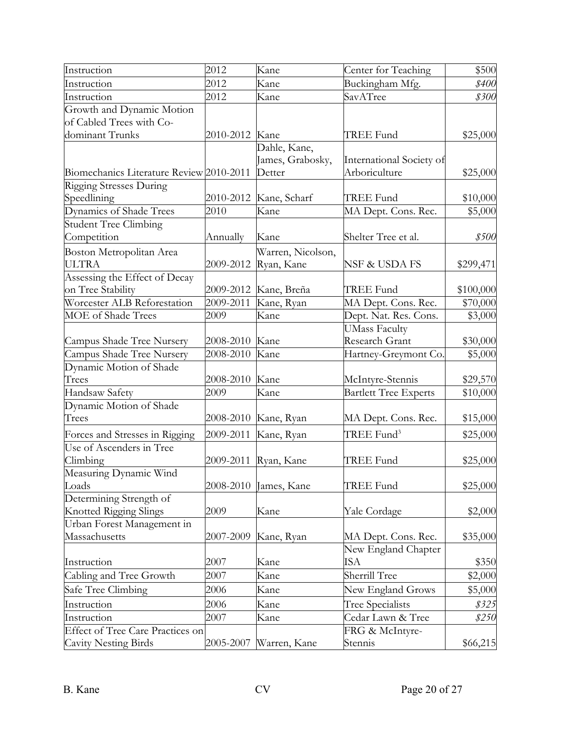| Instruction | 2012 | Kane | Center for Teaching | $500 |
|---|---|---|---|---|
| Instruction | 2012 | Kane | Buckingham Mfg. | *$400* |
| Instruction | 2012 | Kane | SavATree | *$300* |
| Growth and Dynamic Motion of Cabled Trees with Co-dominant Trunks | 2010-2012 | Kane | TREE Fund | $25,000 |
| Biomechanics Literature Review | 2010-2011 | Dahle, Kane, James, Grabosky, Detter | International Society of Arboriculture | $25,000 |
| Rigging Stresses During Speedlining | 2010-2012 | Kane, Scharf | TREE Fund | $10,000 |
| Dynamics of Shade Trees | 2010 | Kane | MA Dept. Cons. Rec. | $5,000 |
| Student Tree Climbing Competition | Annually | Kane | Shelter Tree et al. | *$500* |
| Boston Metropolitan Area ULTRA | 2009-2012 | Warren, Nicolson, Ryan, Kane | NSF & USDA FS | $299,471 |
| Assessing the Effect of Decay on Tree Stability | 2009-2012 | Kane, Breña | TREE Fund | $100,000 |
| Worcester ALB Reforestation | 2009-2011 | Kane, Ryan | MA Dept. Cons. Rec. | $70,000 |
| MOE of Shade Trees | 2009 | Kane | Dept. Nat. Res. Cons. | $3,000 |
| Campus Shade Tree Nursery | 2008-2010 | Kane | UMass Faculty Research Grant | $30,000 |
| Campus Shade Tree Nursery | 2008-2010 | Kane | Hartney-Greymont Co. | $5,000 |
| Dynamic Motion of Shade Trees | 2008-2010 | Kane | McIntyre-Stennis | $29,570 |
| Handsaw Safety | 2009 | Kane | Bartlett Tree Experts | $10,000 |
| Dynamic Motion of Shade Trees | 2008-2010 | Kane, Ryan | MA Dept. Cons. Rec. | $15,000 |
| Forces and Stresses in Rigging | 2009-2011 | Kane, Ryan | TREE Fund[3] | $25,000 |
| Use of Ascenders in Tree Climbing | 2009-2011 | Ryan, Kane | TREE Fund | $25,000 |
| Measuring Dynamic Wind Loads | 2008-2010 | James, Kane | TREE Fund | $25,000 |
| Determining Strength of Knotted Rigging Slings | 2009 | Kane | Yale Cordage | $2,000 |
| Urban Forest Management in Massachusetts | 2007-2009 | Kane, Ryan | MA Dept. Cons. Rec. | $35,000 |
| Instruction | 2007 | Kane | New England Chapter ISA | $350 |
| Cabling and Tree Growth | 2007 | Kane | Sherrill Tree | $2,000 |
| Safe Tree Climbing | 2006 | Kane | New England Grows | $5,000 |
| Instruction | 2006 | Kane | Tree Specialists | *$325* |
| Instruction | 2007 | Kane | Cedar Lawn & Tree | *$250* |
| Effect of Tree Care Practices on Cavity Nesting Birds | 2005-2007 | Warren, Kane | FRG & McIntyre-Stennis | $66,215 |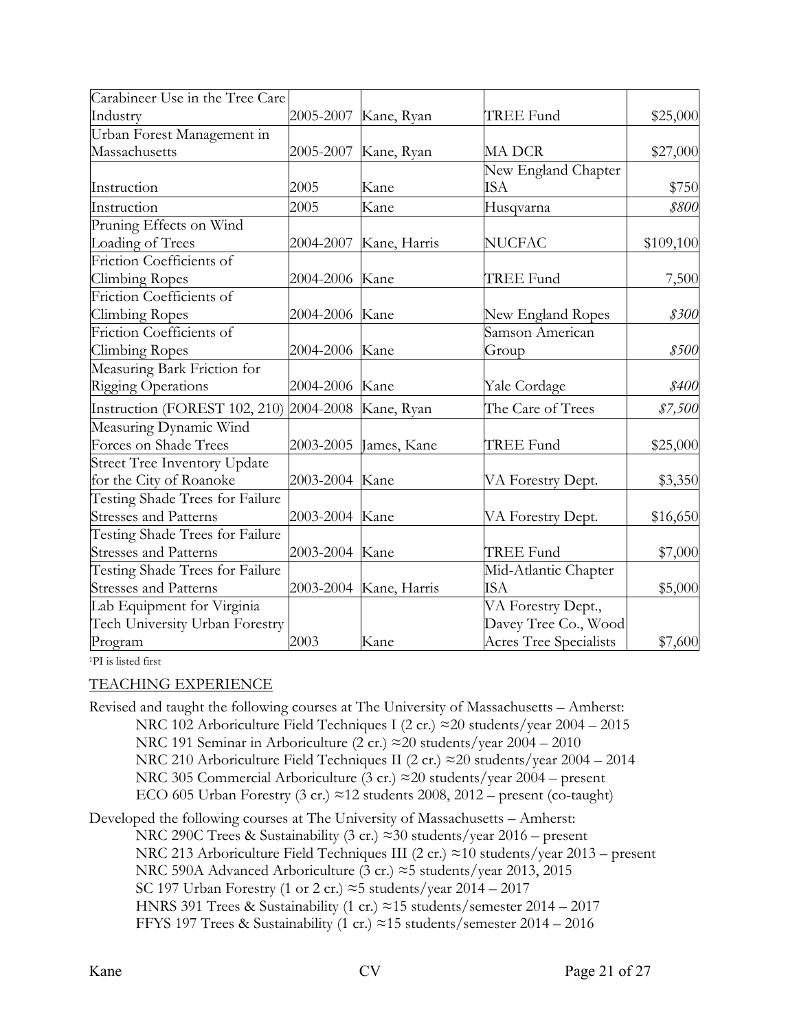| | | | | |
|---|---|---|---|---|
| Carabineer Use in the Tree Care Industry | 2005-2007 | Kane, Ryan | TREE Fund | $25,000 |
| Urban Forest Management in Massachusetts | 2005-2007 | Kane, Ryan | MA DCR | $27,000 |
| Instruction | 2005 | Kane | New England Chapter ISA | $750 |
| Instruction | 2005 | Kane | Husqvarna | *$800* |
| Pruning Effects on Wind Loading of Trees | 2004-2007 | Kane, Harris | NUCFAC | $109,100 |
| Friction Coefficients of Climbing Ropes | 2004-2006 | Kane | TREE Fund | 7,500 |
| Friction Coefficients of Climbing Ropes | 2004-2006 | Kane | New England Ropes | *$300* |
| Friction Coefficients of Climbing Ropes | 2004-2006 | Kane | Samson American Group | *$500* |
| Measuring Bark Friction for Rigging Operations | 2004-2006 | Kane | Yale Cordage | *$400* |
| Instruction (FOREST 102, 210) | 2004-2008 | Kane, Ryan | The Care of Trees | *$7,500* |
| Measuring Dynamic Wind Forces on Shade Trees | 2003-2005 | James, Kane | TREE Fund | $25,000 |
| Street Tree Inventory Update for the City of Roanoke | 2003-2004 | Kane | VA Forestry Dept. | $3,350 |
| Testing Shade Trees for Failure Stresses and Patterns | 2003-2004 | Kane | VA Forestry Dept. | $16,650 |
| Testing Shade Trees for Failure Stresses and Patterns | 2003-2004 | Kane | TREE Fund | $7,000 |
| Testing Shade Trees for Failure Stresses and Patterns | 2003-2004 | Kane, Harris | Mid-Atlantic Chapter ISA | $5,000 |
| Lab Equipment for Virginia Tech University Urban Forestry Program | 2003 | Kane | VA Forestry Dept., Davey Tree Co., Wood Acres Tree Specialists | $7,600 |

[1]PI is listed first

## TEACHING EXPERIENCE

Revised and taught the following courses at The University of Massachusetts – Amherst:

- NRC 102 Arboriculture Field Techniques I (2 cr.) ≈20 students/year 2004 – 2015
- NRC 191 Seminar in Arboriculture (2 cr.) ≈20 students/year 2004 – 2010
- NRC 210 Arboriculture Field Techniques II (2 cr.) ≈20 students/year 2004 – 2014
- NRC 305 Commercial Arboriculture (3 cr.) ≈20 students/year 2004 – present
- ECO 605 Urban Forestry (3 cr.) ≈12 students 2008, 2012 – present (co-taught)

Developed the following courses at The University of Massachusetts – Amherst:

- NRC 290C Trees & Sustainability (3 cr.) ≈30 students/year 2016 – present
- NRC 213 Arboriculture Field Techniques III (2 cr.) ≈10 students/year 2013 – present
- NRC 590A Advanced Arboriculture (3 cr.) ≈5 students/year 2013, 2015
- SC 197 Urban Forestry (1 or 2 cr.) ≈5 students/year 2014 – 2017
- HNRS 391 Trees & Sustainability (1 cr.) ≈15 students/semester 2014 – 2017
- FFYS 197 Trees & Sustainability (1 cr.) ≈15 students/semester 2014 – 2016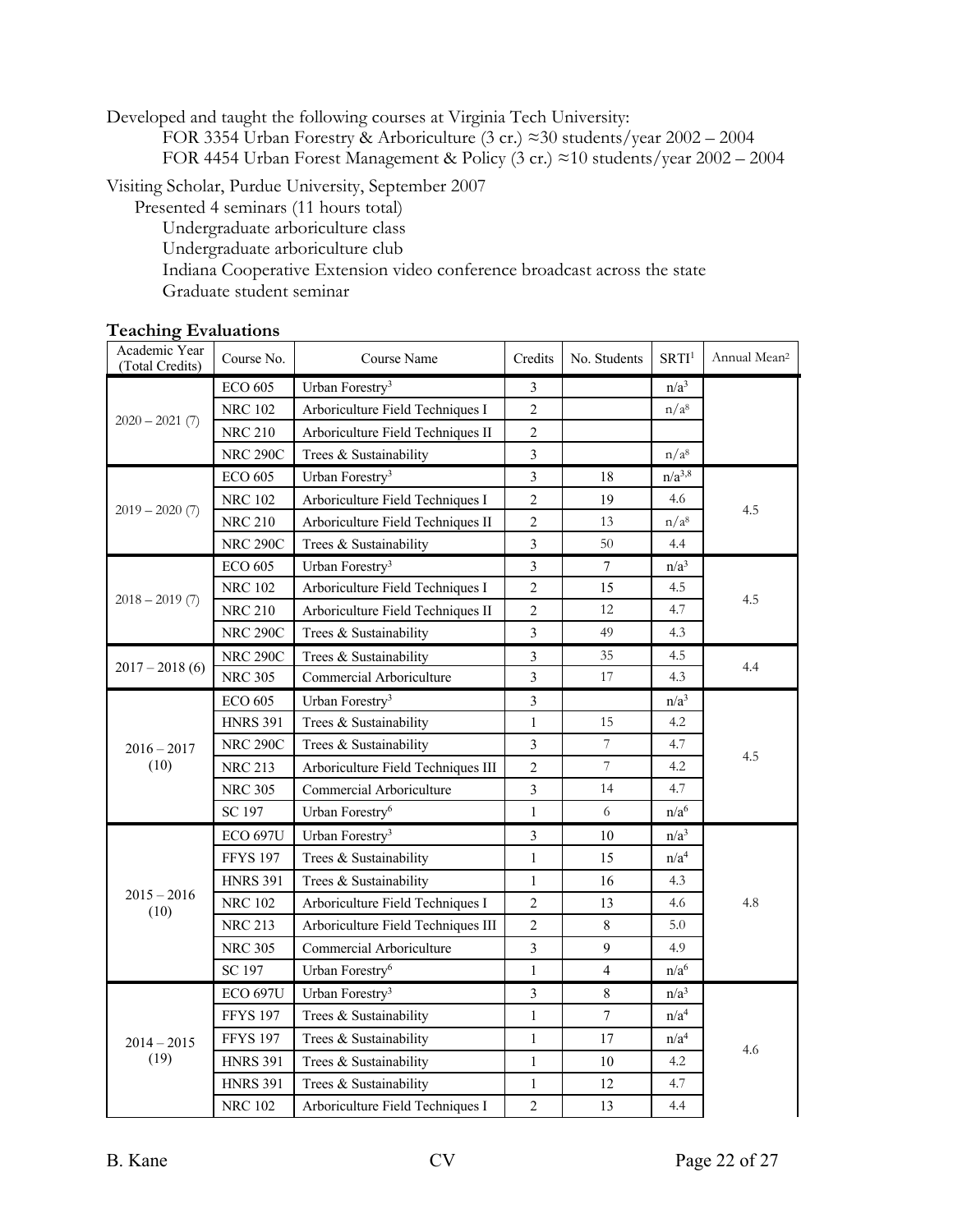Developed and taught the following courses at Virginia Tech University:

FOR 3354 Urban Forestry & Arboriculture (3 cr.) ≈30 students/year 2002 – 2004

FOR 4454 Urban Forest Management & Policy (3 cr.) ≈10 students/year 2002 – 2004

Visiting Scholar, Purdue University, September 2007

Presented 4 seminars (11 hours total)

- Undergraduate arboriculture class
- Undergraduate arboriculture club
- Indiana Cooperative Extension video conference broadcast across the state
- Graduate student seminar

**Teaching Evaluations**

| Academic Year (Total Credits) | Course No. | Course Name | Credits | No. Students | SRTI[1] | Annual Mean[2] |
|---|---|---|---|---|---|---|
| 2020 – 2021 (7) | ECO 605 | Urban Forestry[3] | 3 | | n/a[3] | |
| | NRC 102 | Arboriculture Field Techniques I | 2 | | n/a[8] | |
| | NRC 210 | Arboriculture Field Techniques II | 2 | | | |
| | NRC 290C | Trees & Sustainability | 3 | | n/a[8] | |
| 2019 – 2020 (7) | ECO 605 | Urban Forestry[3] | 3 | 18 | n/a[3,8] | 4.5 |
| | NRC 102 | Arboriculture Field Techniques I | 2 | 19 | 4.6 | |
| | NRC 210 | Arboriculture Field Techniques II | 2 | 13 | n/a[8] | |
| | NRC 290C | Trees & Sustainability | 3 | 50 | 4.4 | |
| 2018 – 2019 (7) | ECO 605 | Urban Forestry[3] | 3 | 7 | n/a[3] | 4.5 |
| | NRC 102 | Arboriculture Field Techniques I | 2 | 15 | 4.5 | |
| | NRC 210 | Arboriculture Field Techniques II | 2 | 12 | 4.7 | |
| | NRC 290C | Trees & Sustainability | 3 | 49 | 4.3 | |
| 2017 – 2018 (6) | NRC 290C | Trees & Sustainability | 3 | 35 | 4.5 | 4.4 |
| | NRC 305 | Commercial Arboriculture | 3 | 17 | 4.3 | |
| 2016 – 2017 (10) | ECO 605 | Urban Forestry[3] | 3 | | n/a[3] | 4.5 |
| | HNRS 391 | Trees & Sustainability | 1 | 15 | 4.2 | |
| | NRC 290C | Trees & Sustainability | 3 | 7 | 4.7 | |
| | NRC 213 | Arboriculture Field Techniques III | 2 | 7 | 4.2 | |
| | NRC 305 | Commercial Arboriculture | 3 | 14 | 4.7 | |
| | SC 197 | Urban Forestry[6] | 1 | 6 | n/a[6] | |
| 2015 – 2016 (10) | ECO 697U | Urban Forestry[3] | 3 | 10 | n/a[3] | 4.8 |
| | FFYS 197 | Trees & Sustainability | 1 | 15 | n/a[4] | |
| | HNRS 391 | Trees & Sustainability | 1 | 16 | 4.3 | |
| | NRC 102 | Arboriculture Field Techniques I | 2 | 13 | 4.6 | |
| | NRC 213 | Arboriculture Field Techniques III | 2 | 8 | 5.0 | |
| | NRC 305 | Commercial Arboriculture | 3 | 9 | 4.9 | |
| | SC 197 | Urban Forestry[6] | 1 | 4 | n/a[6] | |
| 2014 – 2015 (19) | ECO 697U | Urban Forestry[3] | 3 | 8 | n/a[3] | 4.6 |
| | FFYS 197 | Trees & Sustainability | 1 | 7 | n/a[4] | |
| | FFYS 197 | Trees & Sustainability | 1 | 17 | n/a[4] | |
| | HNRS 391 | Trees & Sustainability | 1 | 10 | 4.2 | |
| | HNRS 391 | Trees & Sustainability | 1 | 12 | 4.7 | |
| | NRC 102 | Arboriculture Field Techniques I | 2 | 13 | 4.4 | |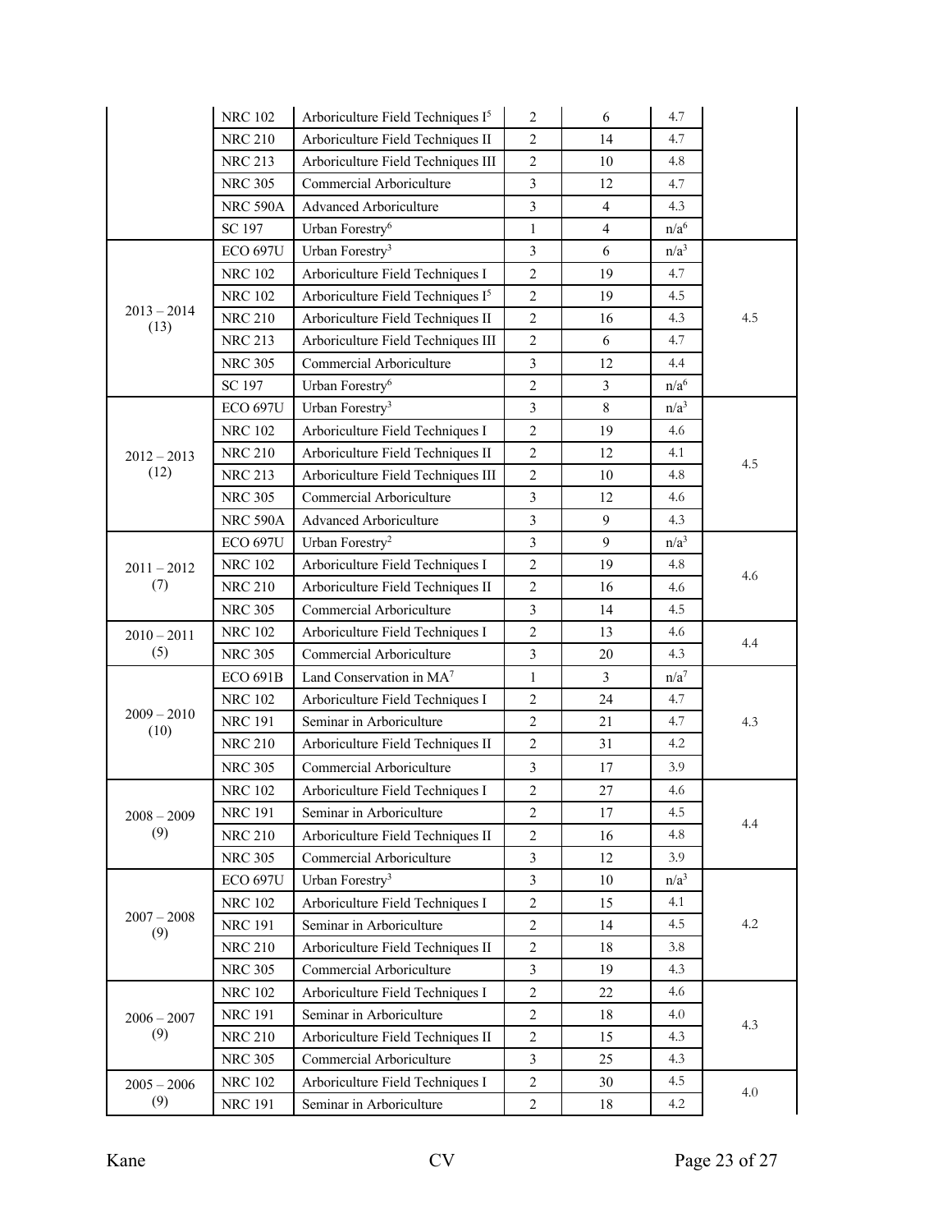| | | | | | | |
|---|---|---|---|---|---|---|
| | NRC 102 | Arboriculture Field Techniques I[5] | 2 | 6 | 4.7 | |
| | NRC 210 | Arboriculture Field Techniques II | 2 | 14 | 4.7 | |
| | NRC 213 | Arboriculture Field Techniques III | 2 | 10 | 4.8 | |
| | NRC 305 | Commercial Arboriculture | 3 | 12 | 4.7 | |
| | NRC 590A | Advanced Arboriculture | 3 | 4 | 4.3 | |
| | SC 197 | Urban Forestry[6] | 1 | 4 | n/a[6] | |
| 2013 – 2014 (13) | ECO 697U | Urban Forestry[3] | 3 | 6 | n/a[3] | 4.5 |
| | NRC 102 | Arboriculture Field Techniques I | 2 | 19 | 4.7 | |
| | NRC 102 | Arboriculture Field Techniques I[5] | 2 | 19 | 4.5 | |
| | NRC 210 | Arboriculture Field Techniques II | 2 | 16 | 4.3 | |
| | NRC 213 | Arboriculture Field Techniques III | 2 | 6 | 4.7 | |
| | NRC 305 | Commercial Arboriculture | 3 | 12 | 4.4 | |
| | SC 197 | Urban Forestry[6] | 2 | 3 | n/a[6] | |
| 2012 – 2013 (12) | ECO 697U | Urban Forestry[3] | 3 | 8 | n/a[3] | 4.5 |
| | NRC 102 | Arboriculture Field Techniques I | 2 | 19 | 4.6 | |
| | NRC 210 | Arboriculture Field Techniques II | 2 | 12 | 4.1 | |
| | NRC 213 | Arboriculture Field Techniques III | 2 | 10 | 4.8 | |
| | NRC 305 | Commercial Arboriculture | 3 | 12 | 4.6 | |
| | NRC 590A | Advanced Arboriculture | 3 | 9 | 4.3 | |
| 2011 – 2012 (7) | ECO 697U | Urban Forestry[2] | 3 | 9 | n/a[3] | 4.6 |
| | NRC 102 | Arboriculture Field Techniques I | 2 | 19 | 4.8 | |
| | NRC 210 | Arboriculture Field Techniques II | 2 | 16 | 4.6 | |
| | NRC 305 | Commercial Arboriculture | 3 | 14 | 4.5 | |
| 2010 – 2011 (5) | NRC 102 | Arboriculture Field Techniques I | 2 | 13 | 4.6 | 4.4 |
| | NRC 305 | Commercial Arboriculture | 3 | 20 | 4.3 | |
| 2009 – 2010 (10) | ECO 691B | Land Conservation in MA[7] | 1 | 3 | n/a[7] | 4.3 |
| | NRC 102 | Arboriculture Field Techniques I | 2 | 24 | 4.7 | |
| | NRC 191 | Seminar in Arboriculture | 2 | 21 | 4.7 | |
| | NRC 210 | Arboriculture Field Techniques II | 2 | 31 | 4.2 | |
| | NRC 305 | Commercial Arboriculture | 3 | 17 | 3.9 | |
| 2008 – 2009 (9) | NRC 102 | Arboriculture Field Techniques I | 2 | 27 | 4.6 | 4.4 |
| | NRC 191 | Seminar in Arboriculture | 2 | 17 | 4.5 | |
| | NRC 210 | Arboriculture Field Techniques II | 2 | 16 | 4.8 | |
| | NRC 305 | Commercial Arboriculture | 3 | 12 | 3.9 | |
| 2007 – 2008 (9) | ECO 697U | Urban Forestry[3] | 3 | 10 | n/a[3] | 4.2 |
| | NRC 102 | Arboriculture Field Techniques I | 2 | 15 | 4.1 | |
| | NRC 191 | Seminar in Arboriculture | 2 | 14 | 4.5 | |
| | NRC 210 | Arboriculture Field Techniques II | 2 | 18 | 3.8 | |
| | NRC 305 | Commercial Arboriculture | 3 | 19 | 4.3 | |
| 2006 – 2007 (9) | NRC 102 | Arboriculture Field Techniques I | 2 | 22 | 4.6 | 4.3 |
| | NRC 191 | Seminar in Arboriculture | 2 | 18 | 4.0 | |
| | NRC 210 | Arboriculture Field Techniques II | 2 | 15 | 4.3 | |
| | NRC 305 | Commercial Arboriculture | 3 | 25 | 4.3 | |
| 2005 – 2006 (9) | NRC 102 | Arboriculture Field Techniques I | 2 | 30 | 4.5 | 4.0 |
| | NRC 191 | Seminar in Arboriculture | 2 | 18 | 4.2 | |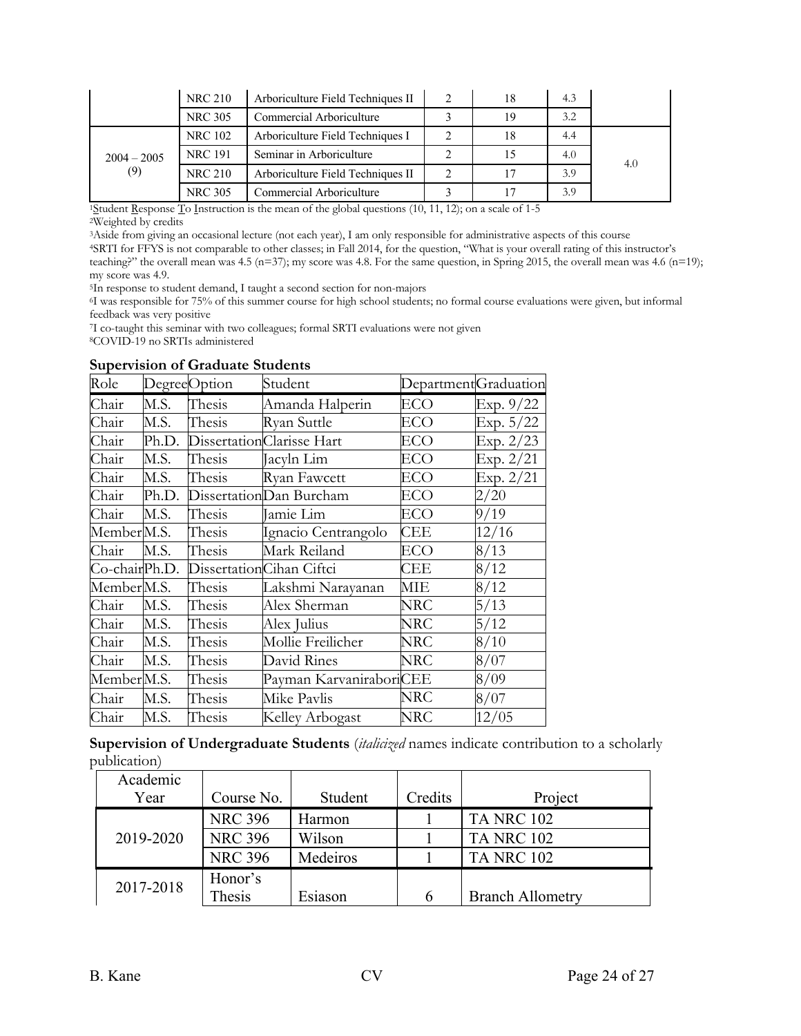| | | | | | | |
|---|---|---|---|---|---|---|
| | NRC 210 | Arboriculture Field Techniques II | 2 | 18 | 4.3 | |
| | NRC 305 | Commercial Arboriculture | 3 | 19 | 3.2 | |
| 2004 – 2005 (9) | NRC 102 | Arboriculture Field Techniques I | 2 | 18 | 4.4 | 4.0 |
| | NRC 191 | Seminar in Arboriculture | 2 | 15 | 4.0 | |
| | NRC 210 | Arboriculture Field Techniques II | 2 | 17 | 3.9 | |
| | NRC 305 | Commercial Arboriculture | 3 | 17 | 3.9 | |

[1]Student Response To Instruction is the mean of the global questions (10, 11, 12); on a scale of 1-5
[2]Weighted by credits
[3]Aside from giving an occasional lecture (not each year), I am only responsible for administrative aspects of this course
[4]SRTI for FFYS is not comparable to other classes; in Fall 2014, for the question, "What is your overall rating of this instructor's teaching?" the overall mean was 4.5 (n=37); my score was 4.8. For the same question, in Spring 2015, the overall mean was 4.6 (n=19); my score was 4.9.
[5]In response to student demand, I taught a second section for non-majors
[6]I was responsible for 75% of this summer course for high school students; no formal course evaluations were given, but informal feedback was very positive
[7]I co-taught this seminar with two colleagues; formal SRTI evaluations were not given
[8]COVID-19 no SRTIs administered

**Supervision of Graduate Students**

| Role | Degree | Option | Student | Department | Graduation |
|---|---|---|---|---|---|
| Chair | M.S. | Thesis | Amanda Halperin | ECO | Exp. 9/22 |
| Chair | M.S. | Thesis | Ryan Suttle | ECO | Exp. 5/22 |
| Chair | Ph.D. | Dissertation | Clarisse Hart | ECO | Exp. 2/23 |
| Chair | M.S. | Thesis | Jacyln Lim | ECO | Exp. 2/21 |
| Chair | M.S. | Thesis | Ryan Fawcett | ECO | Exp. 2/21 |
| Chair | Ph.D. | Dissertation | Dan Burcham | ECO | 2/20 |
| Chair | M.S. | Thesis | Jamie Lim | ECO | 9/19 |
| Member | M.S. | Thesis | Ignacio Centrangolo | CEE | 12/16 |
| Chair | M.S. | Thesis | Mark Reiland | ECO | 8/13 |
| Co-chair | Ph.D. | Dissertation | Cihan Ciftci | CEE | 8/12 |
| Member | M.S. | Thesis | Lakshmi Narayanan | MIE | 8/12 |
| Chair | M.S. | Thesis | Alex Sherman | NRC | 5/13 |
| Chair | M.S. | Thesis | Alex Julius | NRC | 5/12 |
| Chair | M.S. | Thesis | Mollie Freilicher | NRC | 8/10 |
| Chair | M.S. | Thesis | David Rines | NRC | 8/07 |
| Member | M.S. | Thesis | Payman Karvanirabori | CEE | 8/09 |
| Chair | M.S. | Thesis | Mike Pavlis | NRC | 8/07 |
| Chair | M.S. | Thesis | Kelley Arbogast | NRC | 12/05 |

**Supervision of Undergraduate Students** (*italicized* names indicate contribution to a scholarly publication)

| Academic Year | Course No. | Student | Credits | Project |
|---|---|---|---|---|
| 2019-2020 | NRC 396 | Harmon | 1 | TA NRC 102 |
| | NRC 396 | Wilson | 1 | TA NRC 102 |
| | NRC 396 | Medeiros | 1 | TA NRC 102 |
| 2017-2018 | Honor's Thesis | Esiason | 6 | Branch Allometry |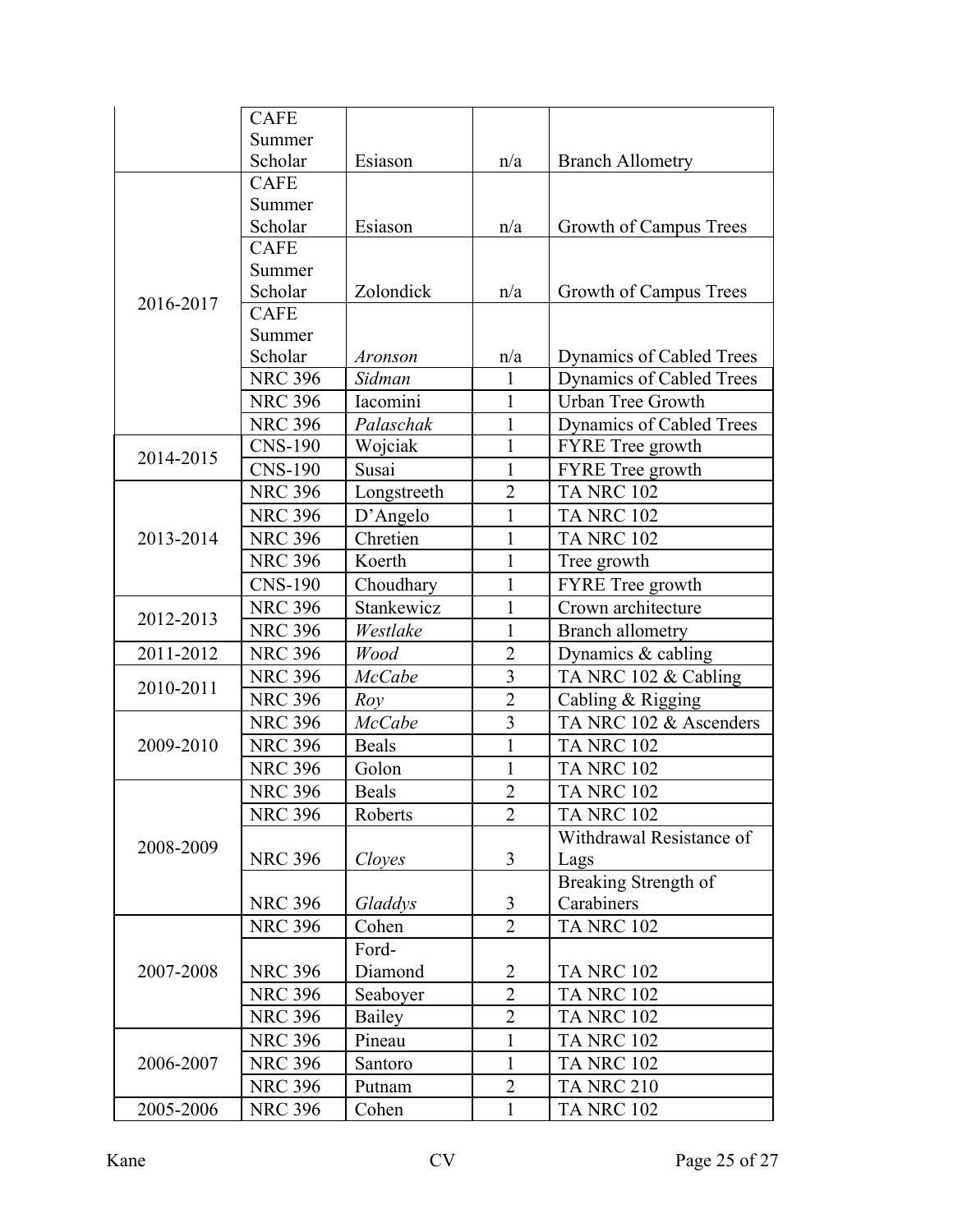| | | | | |
|---|---|---|---|---|
| | CAFE Summer Scholar | Esiason | n/a | Branch Allometry |
| 2016-2017 | CAFE Summer Scholar | Esiason | n/a | Growth of Campus Trees |
| | CAFE Summer Scholar | Zolondick | n/a | Growth of Campus Trees |
| | CAFE Summer Scholar | *Aronson* | n/a | Dynamics of Cabled Trees |
| | NRC 396 | *Sidman* | 1 | Dynamics of Cabled Trees |
| | NRC 396 | Iacomini | 1 | Urban Tree Growth |
| | NRC 396 | *Palaschak* | 1 | Dynamics of Cabled Trees |
| 2014-2015 | CNS-190 | Wojciak | 1 | FYRE Tree growth |
| | CNS-190 | Susai | 1 | FYRE Tree growth |
| 2013-2014 | NRC 396 | Longstreeth | 2 | TA NRC 102 |
| | NRC 396 | D'Angelo | 1 | TA NRC 102 |
| | NRC 396 | Chretien | 1 | TA NRC 102 |
| | NRC 396 | Koerth | 1 | Tree growth |
| | CNS-190 | Choudhary | 1 | FYRE Tree growth |
| 2012-2013 | NRC 396 | Stankewicz | 1 | Crown architecture |
| | NRC 396 | *Westlake* | 1 | Branch allometry |
| 2011-2012 | NRC 396 | *Wood* | 2 | Dynamics & cabling |
| 2010-2011 | NRC 396 | *McCabe* | 3 | TA NRC 102 & Cabling |
| | NRC 396 | *Roy* | 2 | Cabling & Rigging |
| 2009-2010 | NRC 396 | *McCabe* | 3 | TA NRC 102 & Ascenders |
| | NRC 396 | Beals | 1 | TA NRC 102 |
| | NRC 396 | Golon | 1 | TA NRC 102 |
| 2008-2009 | NRC 396 | Beals | 2 | TA NRC 102 |
| | NRC 396 | Roberts | 2 | TA NRC 102 |
| | NRC 396 | *Cloyes* | 3 | Withdrawal Resistance of Lags |
| | NRC 396 | *Gladdys* | 3 | Breaking Strength of Carabiners |
| 2007-2008 | NRC 396 | Cohen | 2 | TA NRC 102 |
| | NRC 396 | Ford-Diamond | 2 | TA NRC 102 |
| | NRC 396 | Seaboyer | 2 | TA NRC 102 |
| | NRC 396 | Bailey | 2 | TA NRC 102 |
| 2006-2007 | NRC 396 | Pineau | 1 | TA NRC 102 |
| | NRC 396 | Santoro | 1 | TA NRC 102 |
| | NRC 396 | Putnam | 2 | TA NRC 210 |
| 2005-2006 | NRC 396 | Cohen | 1 | TA NRC 102 |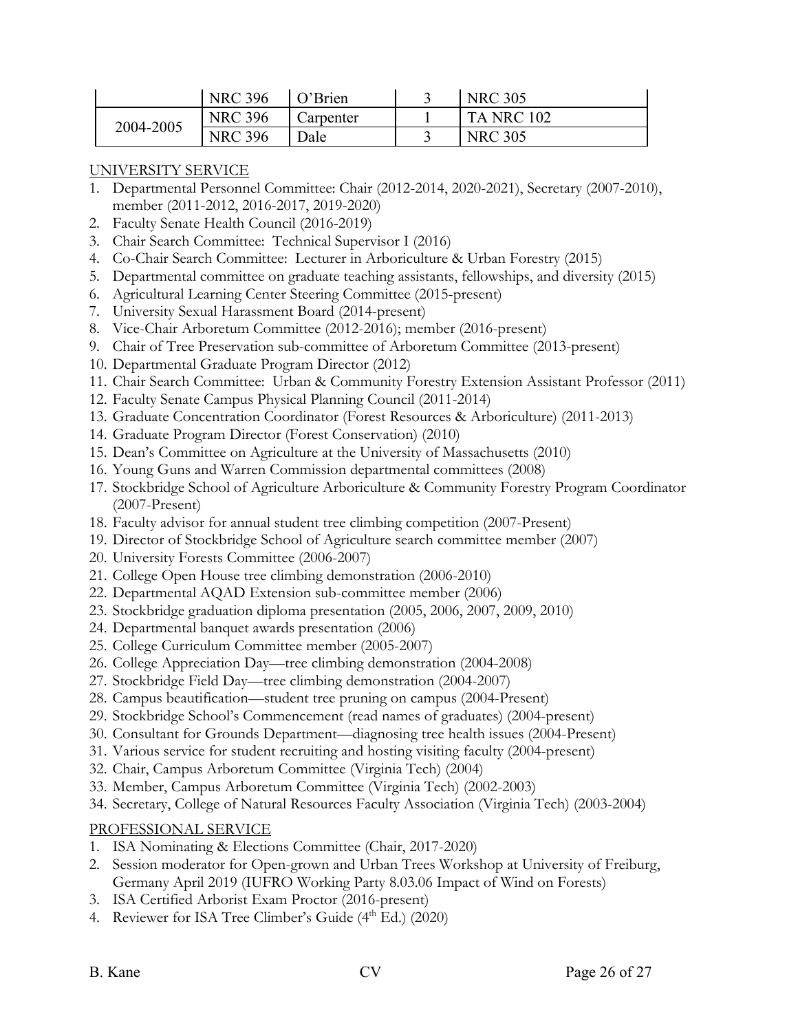|  | NRC 396 | O'Brien | 3 | NRC 305 |
| --- | --- | --- | --- | --- |
| 2004-2005 | NRC 396 | Carpenter | 1 | TA NRC 102 |
|  | NRC 396 | Dale | 3 | NRC 305 |

UNIVERSITY SERVICE

1. Departmental Personnel Committee: Chair (2012-2014, 2020-2021), Secretary (2007-2010), member (2011-2012, 2016-2017, 2019-2020)
2. Faculty Senate Health Council (2016-2019)
3. Chair Search Committee: Technical Supervisor I (2016)
4. Co-Chair Search Committee: Lecturer in Arboriculture & Urban Forestry (2015)
5. Departmental committee on graduate teaching assistants, fellowships, and diversity (2015)
6. Agricultural Learning Center Steering Committee (2015-present)
7. University Sexual Harassment Board (2014-present)
8. Vice-Chair Arboretum Committee (2012-2016); member (2016-present)
9. Chair of Tree Preservation sub-committee of Arboretum Committee (2013-present)
10. Departmental Graduate Program Director (2012)
11. Chair Search Committee: Urban & Community Forestry Extension Assistant Professor (2011)
12. Faculty Senate Campus Physical Planning Council (2011-2014)
13. Graduate Concentration Coordinator (Forest Resources & Arboriculture) (2011-2013)
14. Graduate Program Director (Forest Conservation) (2010)
15. Dean's Committee on Agriculture at the University of Massachusetts (2010)
16. Young Guns and Warren Commission departmental committees (2008)
17. Stockbridge School of Agriculture Arboriculture & Community Forestry Program Coordinator (2007-Present)
18. Faculty advisor for annual student tree climbing competition (2007-Present)
19. Director of Stockbridge School of Agriculture search committee member (2007)
20. University Forests Committee (2006-2007)
21. College Open House tree climbing demonstration (2006-2010)
22. Departmental AQAD Extension sub-committee member (2006)
23. Stockbridge graduation diploma presentation (2005, 2006, 2007, 2009, 2010)
24. Departmental banquet awards presentation (2006)
25. College Curriculum Committee member (2005-2007)
26. College Appreciation Day—tree climbing demonstration (2004-2008)
27. Stockbridge Field Day—tree climbing demonstration (2004-2007)
28. Campus beautification—student tree pruning on campus (2004-Present)
29. Stockbridge School's Commencement (read names of graduates) (2004-present)
30. Consultant for Grounds Department—diagnosing tree health issues (2004-Present)
31. Various service for student recruiting and hosting visiting faculty (2004-present)
32. Chair, Campus Arboretum Committee (Virginia Tech) (2004)
33. Member, Campus Arboretum Committee (Virginia Tech) (2002-2003)
34. Secretary, College of Natural Resources Faculty Association (Virginia Tech) (2003-2004)

PROFESSIONAL SERVICE

1. ISA Nominating & Elections Committee (Chair, 2017-2020)
2. Session moderator for Open-grown and Urban Trees Workshop at University of Freiburg, Germany April 2019 (IUFRO Working Party 8.03.06 Impact of Wind on Forests)
3. ISA Certified Arborist Exam Proctor (2016-present)
4. Reviewer for ISA Tree Climber's Guide (4th Ed.) (2020)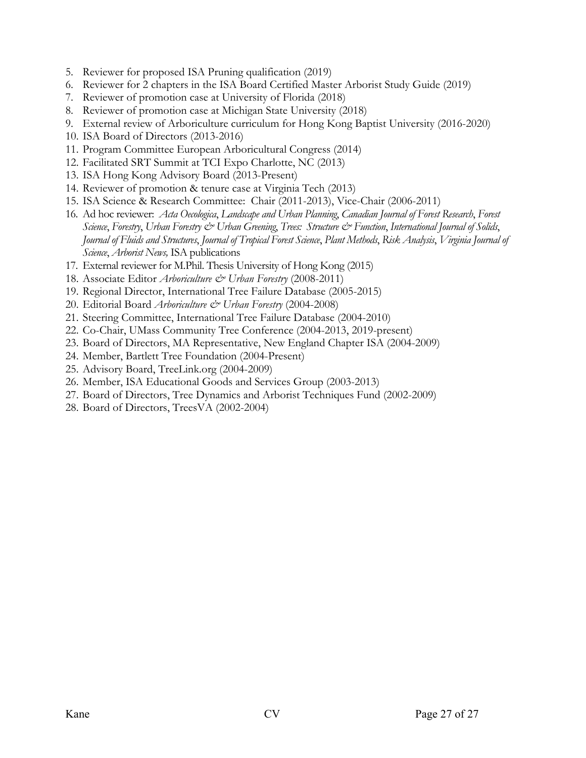5. Reviewer for proposed ISA Pruning qualification (2019)
6. Reviewer for 2 chapters in the ISA Board Certified Master Arborist Study Guide (2019)
7. Reviewer of promotion case at University of Florida (2018)
8. Reviewer of promotion case at Michigan State University (2018)
9. External review of Arboriculture curriculum for Hong Kong Baptist University (2016-2020)
10. ISA Board of Directors (2013-2016)
11. Program Committee European Arboricultural Congress (2014)
12. Facilitated SRT Summit at TCI Expo Charlotte, NC (2013)
13. ISA Hong Kong Advisory Board (2013-Present)
14. Reviewer of promotion & tenure case at Virginia Tech (2013)
15. ISA Science & Research Committee: Chair (2011-2013), Vice-Chair (2006-2011)
16. Ad hoc reviewer: *Acta Oecologica*, *Landscape and Urban Planning*, *Canadian Journal of Forest Research*, *Forest Science*, *Forestry*, *Urban Forestry & Urban Greening*, *Trees: Structure & Function*, *International Journal of Solids*, *Journal of Fluids and Structures*, *Journal of Tropical Forest Science*, *Plant Methods*, *Risk Analysis*, *Virginia Journal of Science*, *Arborist News,* ISA publications
17. External reviewer for M.Phil. Thesis University of Hong Kong (2015)
18. Associate Editor *Arboriculture & Urban Forestry* (2008-2011)
19. Regional Director, International Tree Failure Database (2005-2015)
20. Editorial Board *Arboriculture & Urban Forestry* (2004-2008)
21. Steering Committee, International Tree Failure Database (2004-2010)
22. Co-Chair, UMass Community Tree Conference (2004-2013, 2019-present)
23. Board of Directors, MA Representative, New England Chapter ISA (2004-2009)
24. Member, Bartlett Tree Foundation (2004-Present)
25. Advisory Board, TreeLink.org (2004-2009)
26. Member, ISA Educational Goods and Services Group (2003-2013)
27. Board of Directors, Tree Dynamics and Arborist Techniques Fund (2002-2009)
28. Board of Directors, TreesVA (2002-2004)